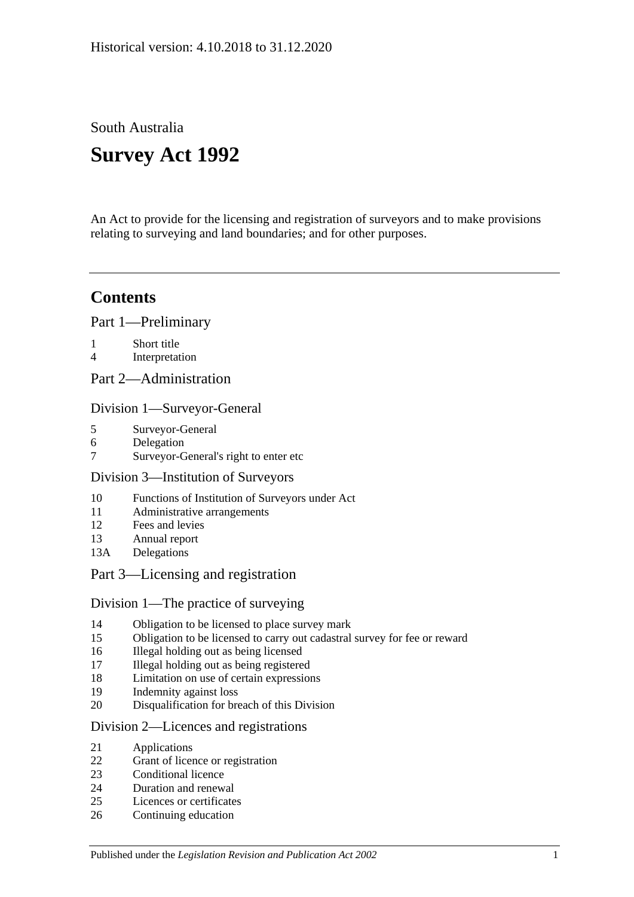Historical version: 4.10.2018 to 31.12.2020

South Australia

# Survey Act 1992

An Act to provide for the licensing and registration of surveyors and to make provisions relating to surveying and land boundaries; and for other purposes.

## Contents

Part 1—Preliminary

1 Short title
4 Interpretation

Part 2—Administration

Division 1—Surveyor-General

5 Surveyor-General
6 Delegation
7 Surveyor-General's right to enter etc

Division 3—Institution of Surveyors

10 Functions of Institution of Surveyors under Act
11 Administrative arrangements
12 Fees and levies
13 Annual report
13A Delegations

Part 3—Licensing and registration

Division 1—The practice of surveying

14 Obligation to be licensed to place survey mark
15 Obligation to be licensed to carry out cadastral survey for fee or reward
16 Illegal holding out as being licensed
17 Illegal holding out as being registered
18 Limitation on use of certain expressions
19 Indemnity against loss
20 Disqualification for breach of this Division

Division 2—Licences and registrations

21 Applications
22 Grant of licence or registration
23 Conditional licence
24 Duration and renewal
25 Licences or certificates
26 Continuing education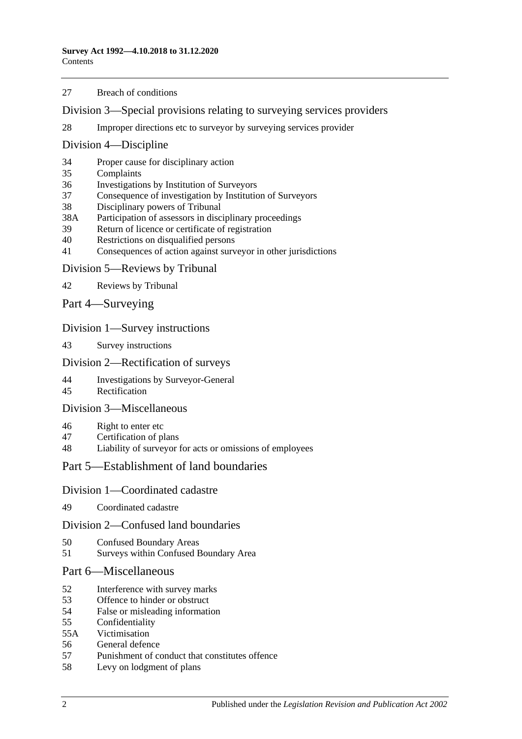27 Breach of conditions

## Division 3—Special provisions relating to surveying services providers

28 Improper directions etc to surveyor by surveying services provider

## Division 4—Discipline

34 Proper cause for disciplinary action
35 Complaints
36 Investigations by Institution of Surveyors
37 Consequence of investigation by Institution of Surveyors
38 Disciplinary powers of Tribunal
38A Participation of assessors in disciplinary proceedings
39 Return of licence or certificate of registration
40 Restrictions on disqualified persons
41 Consequences of action against surveyor in other jurisdictions

## Division 5—Reviews by Tribunal

42 Reviews by Tribunal

# Part 4—Surveying

## Division 1—Survey instructions

43 Survey instructions

## Division 2—Rectification of surveys

44 Investigations by Surveyor-General
45 Rectification

## Division 3—Miscellaneous

46 Right to enter etc
47 Certification of plans
48 Liability of surveyor for acts or omissions of employees

# Part 5—Establishment of land boundaries

## Division 1—Coordinated cadastre

49 Coordinated cadastre

## Division 2—Confused land boundaries

50 Confused Boundary Areas
51 Surveys within Confused Boundary Area

# Part 6—Miscellaneous

52 Interference with survey marks
53 Offence to hinder or obstruct
54 False or misleading information
55 Confidentiality
55A Victimisation
56 General defence
57 Punishment of conduct that constitutes offence
58 Levy on lodgment of plans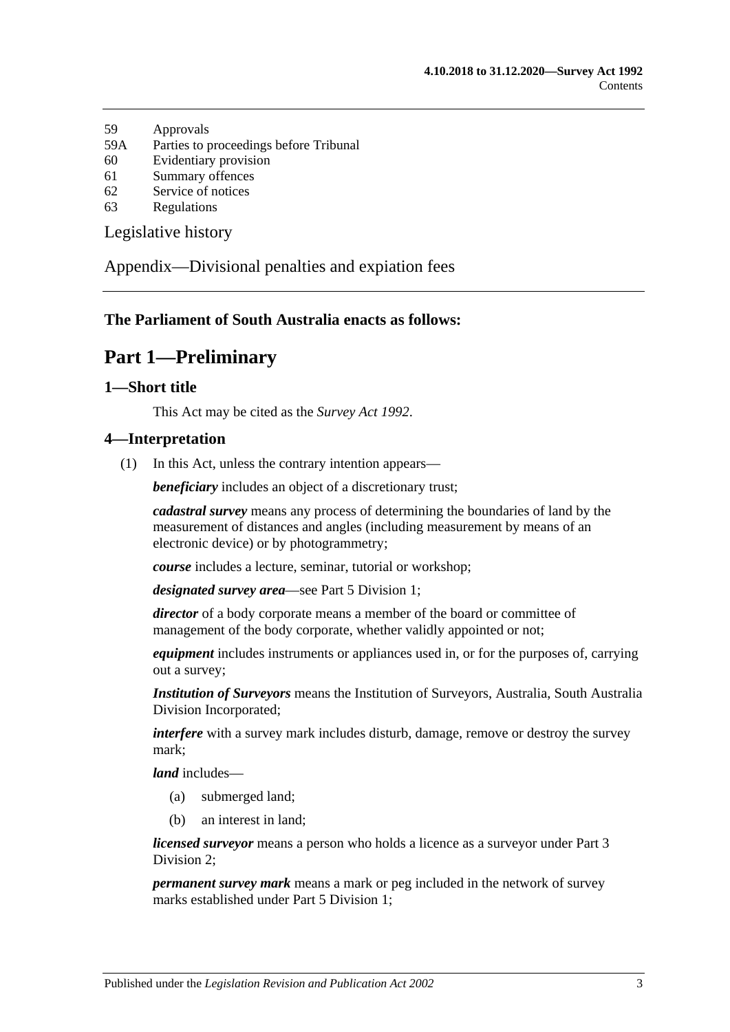59 Approvals
59A Parties to proceedings before Tribunal
60 Evidentiary provision
61 Summary offences
62 Service of notices
63 Regulations

Legislative history

Appendix—Divisional penalties and expiation fees

**The Parliament of South Australia enacts as follows:**

# Part 1—Preliminary

## 1—Short title

This Act may be cited as the *Survey Act 1992*.

## 4—Interpretation

(1) In this Act, unless the contrary intention appears—

***beneficiary*** includes an object of a discretionary trust;

***cadastral survey*** means any process of determining the boundaries of land by the measurement of distances and angles (including measurement by means of an electronic device) or by photogrammetry;

***course*** includes a lecture, seminar, tutorial or workshop;

***designated survey area***—see Part 5 Division 1;

***director*** of a body corporate means a member of the board or committee of management of the body corporate, whether validly appointed or not;

***equipment*** includes instruments or appliances used in, or for the purposes of, carrying out a survey;

***Institution of Surveyors*** means the Institution of Surveyors, Australia, South Australia Division Incorporated;

***interfere*** with a survey mark includes disturb, damage, remove or destroy the survey mark;

***land*** includes—

(a) submerged land;

(b) an interest in land;

***licensed surveyor*** means a person who holds a licence as a surveyor under Part 3 Division 2;

***permanent survey mark*** means a mark or peg included in the network of survey marks established under Part 5 Division 1;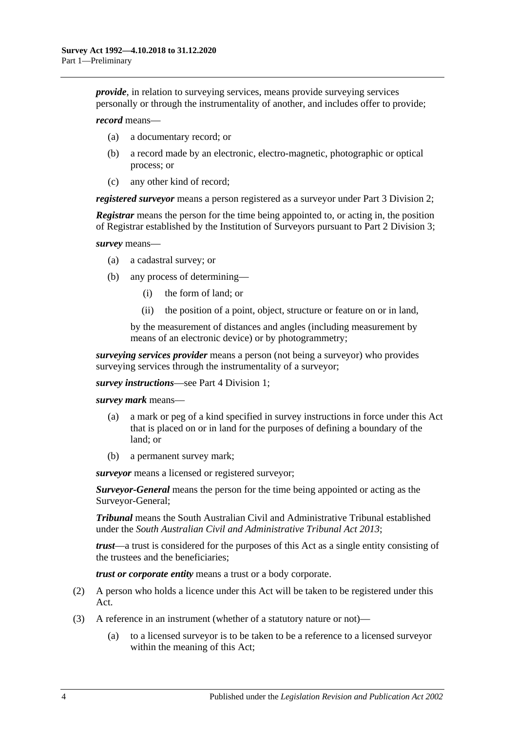***provide***, in relation to surveying services, means provide surveying services personally or through the instrumentality of another, and includes offer to provide;

***record*** means—

(a) a documentary record; or

(b) a record made by an electronic, electro-magnetic, photographic or optical process; or

(c) any other kind of record;

***registered surveyor*** means a person registered as a surveyor under Part 3 Division 2;

***Registrar*** means the person for the time being appointed to, or acting in, the position of Registrar established by the Institution of Surveyors pursuant to Part 2 Division 3;

***survey*** means—

(a) a cadastral survey; or

(b) any process of determining—

(i) the form of land; or

(ii) the position of a point, object, structure or feature on or in land,

by the measurement of distances and angles (including measurement by means of an electronic device) or by photogrammetry;

***surveying services provider*** means a person (not being a surveyor) who provides surveying services through the instrumentality of a surveyor;

***survey instructions***—see Part 4 Division 1;

***survey mark*** means—

(a) a mark or peg of a kind specified in survey instructions in force under this Act that is placed on or in land for the purposes of defining a boundary of the land; or

(b) a permanent survey mark;

***surveyor*** means a licensed or registered surveyor;

***Surveyor-General*** means the person for the time being appointed or acting as the Surveyor-General;

***Tribunal*** means the South Australian Civil and Administrative Tribunal established under the *South Australian Civil and Administrative Tribunal Act 2013*;

***trust***—a trust is considered for the purposes of this Act as a single entity consisting of the trustees and the beneficiaries;

***trust or corporate entity*** means a trust or a body corporate.

(2) A person who holds a licence under this Act will be taken to be registered under this Act.

(3) A reference in an instrument (whether of a statutory nature or not)—

(a) to a licensed surveyor is to be taken to be a reference to a licensed surveyor within the meaning of this Act;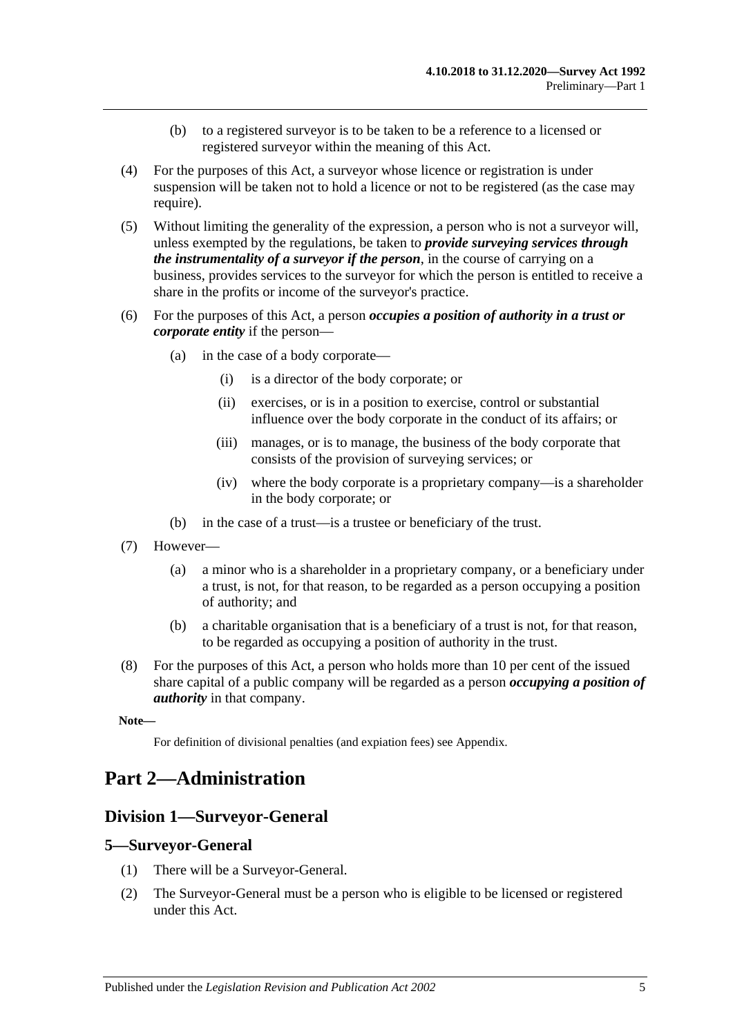(b) to a registered surveyor is to be taken to be a reference to a licensed or registered surveyor within the meaning of this Act.

(4) For the purposes of this Act, a surveyor whose licence or registration is under suspension will be taken not to hold a licence or not to be registered (as the case may require).

(5) Without limiting the generality of the expression, a person who is not a surveyor will, unless exempted by the regulations, be taken to ***provide surveying services through the instrumentality of a surveyor if the person***, in the course of carrying on a business, provides services to the surveyor for which the person is entitled to receive a share in the profits or income of the surveyor's practice.

(6) For the purposes of this Act, a person ***occupies a position of authority in a trust or corporate entity*** if the person—

(a) in the case of a body corporate—

(i) is a director of the body corporate; or

(ii) exercises, or is in a position to exercise, control or substantial influence over the body corporate in the conduct of its affairs; or

(iii) manages, or is to manage, the business of the body corporate that consists of the provision of surveying services; or

(iv) where the body corporate is a proprietary company—is a shareholder in the body corporate; or

(b) in the case of a trust—is a trustee or beneficiary of the trust.

(7) However—

(a) a minor who is a shareholder in a proprietary company, or a beneficiary under a trust, is not, for that reason, to be regarded as a person occupying a position of authority; and

(b) a charitable organisation that is a beneficiary of a trust is not, for that reason, to be regarded as occupying a position of authority in the trust.

(8) For the purposes of this Act, a person who holds more than 10 per cent of the issued share capital of a public company will be regarded as a person ***occupying a position of authority*** in that company.

**Note—**

For definition of divisional penalties (and expiation fees) see Appendix.

# Part 2—Administration

## Division 1—Surveyor-General

### 5—Surveyor-General

(1) There will be a Surveyor-General.

(2) The Surveyor-General must be a person who is eligible to be licensed or registered under this Act.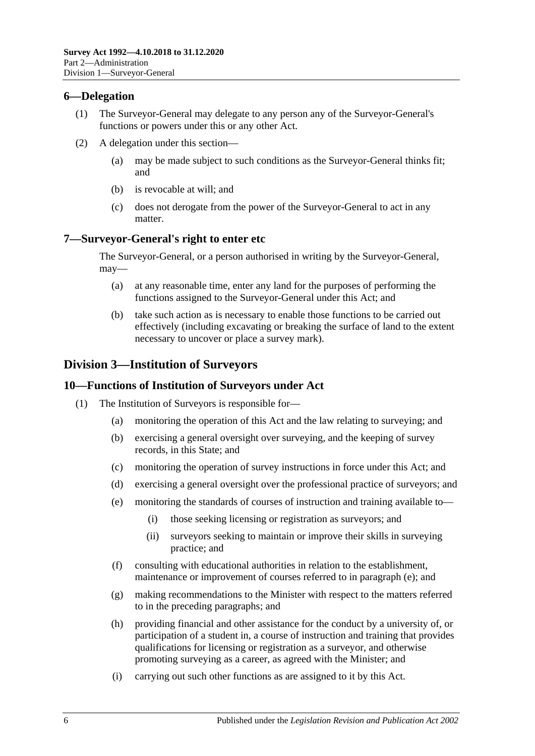## 6—Delegation

(1) The Surveyor-General may delegate to any person any of the Surveyor-General's functions or powers under this or any other Act.

(2) A delegation under this section—

(a) may be made subject to such conditions as the Surveyor-General thinks fit; and

(b) is revocable at will; and

(c) does not derogate from the power of the Surveyor-General to act in any matter.

## 7—Surveyor-General's right to enter etc

The Surveyor-General, or a person authorised in writing by the Surveyor-General, may—

(a) at any reasonable time, enter any land for the purposes of performing the functions assigned to the Surveyor-General under this Act; and

(b) take such action as is necessary to enable those functions to be carried out effectively (including excavating or breaking the surface of land to the extent necessary to uncover or place a survey mark).

# Division 3—Institution of Surveyors

## 10—Functions of Institution of Surveyors under Act

(1) The Institution of Surveyors is responsible for—

(a) monitoring the operation of this Act and the law relating to surveying; and

(b) exercising a general oversight over surveying, and the keeping of survey records, in this State; and

(c) monitoring the operation of survey instructions in force under this Act; and

(d) exercising a general oversight over the professional practice of surveyors; and

(e) monitoring the standards of courses of instruction and training available to—

(i) those seeking licensing or registration as surveyors; and

(ii) surveyors seeking to maintain or improve their skills in surveying practice; and

(f) consulting with educational authorities in relation to the establishment, maintenance or improvement of courses referred to in paragraph (e); and

(g) making recommendations to the Minister with respect to the matters referred to in the preceding paragraphs; and

(h) providing financial and other assistance for the conduct by a university of, or participation of a student in, a course of instruction and training that provides qualifications for licensing or registration as a surveyor, and otherwise promoting surveying as a career, as agreed with the Minister; and

(i) carrying out such other functions as are assigned to it by this Act.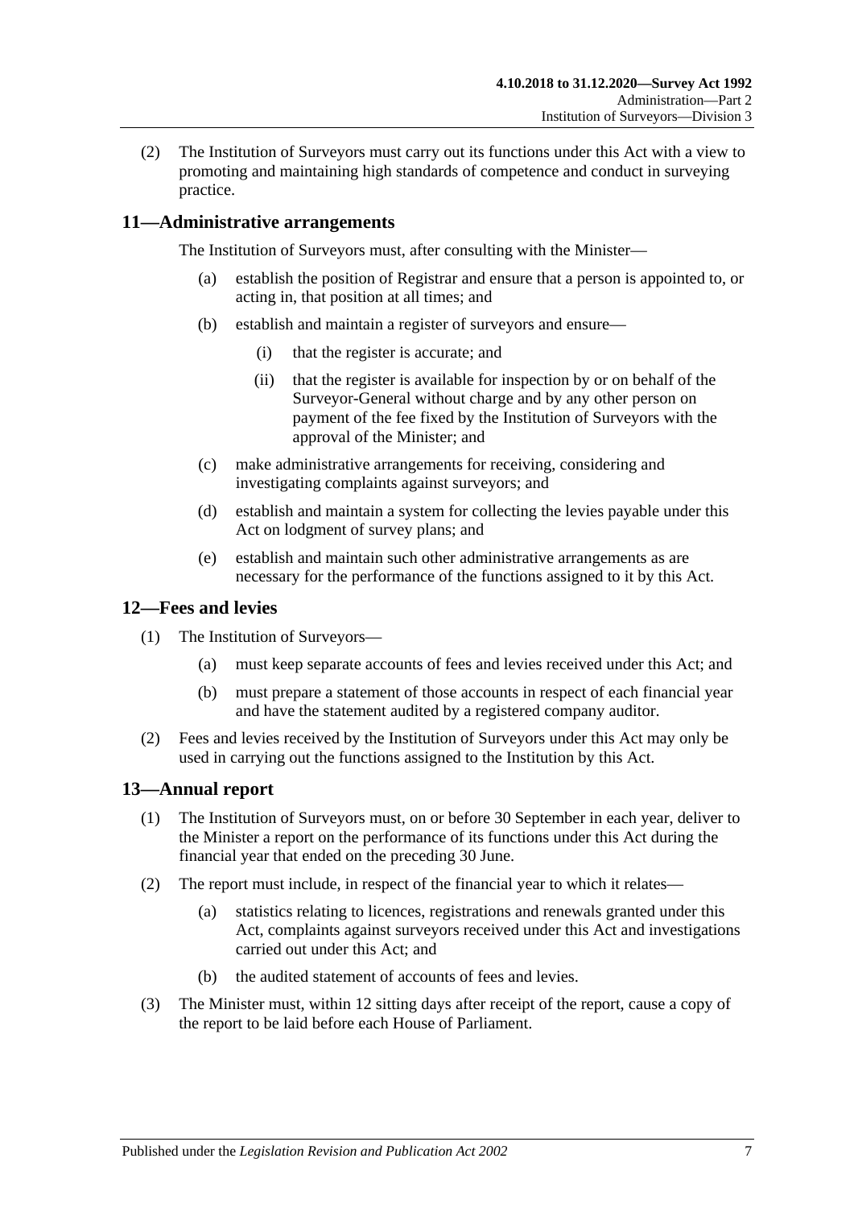(2) The Institution of Surveyors must carry out its functions under this Act with a view to promoting and maintaining high standards of competence and conduct in surveying practice.

## 11—Administrative arrangements

The Institution of Surveyors must, after consulting with the Minister—

(a) establish the position of Registrar and ensure that a person is appointed to, or acting in, that position at all times; and

(b) establish and maintain a register of surveyors and ensure—

(i) that the register is accurate; and

(ii) that the register is available for inspection by or on behalf of the Surveyor-General without charge and by any other person on payment of the fee fixed by the Institution of Surveyors with the approval of the Minister; and

(c) make administrative arrangements for receiving, considering and investigating complaints against surveyors; and

(d) establish and maintain a system for collecting the levies payable under this Act on lodgment of survey plans; and

(e) establish and maintain such other administrative arrangements as are necessary for the performance of the functions assigned to it by this Act.

## 12—Fees and levies

(1) The Institution of Surveyors—

(a) must keep separate accounts of fees and levies received under this Act; and

(b) must prepare a statement of those accounts in respect of each financial year and have the statement audited by a registered company auditor.

(2) Fees and levies received by the Institution of Surveyors under this Act may only be used in carrying out the functions assigned to the Institution by this Act.

## 13—Annual report

(1) The Institution of Surveyors must, on or before 30 September in each year, deliver to the Minister a report on the performance of its functions under this Act during the financial year that ended on the preceding 30 June.

(2) The report must include, in respect of the financial year to which it relates—

(a) statistics relating to licences, registrations and renewals granted under this Act, complaints against surveyors received under this Act and investigations carried out under this Act; and

(b) the audited statement of accounts of fees and levies.

(3) The Minister must, within 12 sitting days after receipt of the report, cause a copy of the report to be laid before each House of Parliament.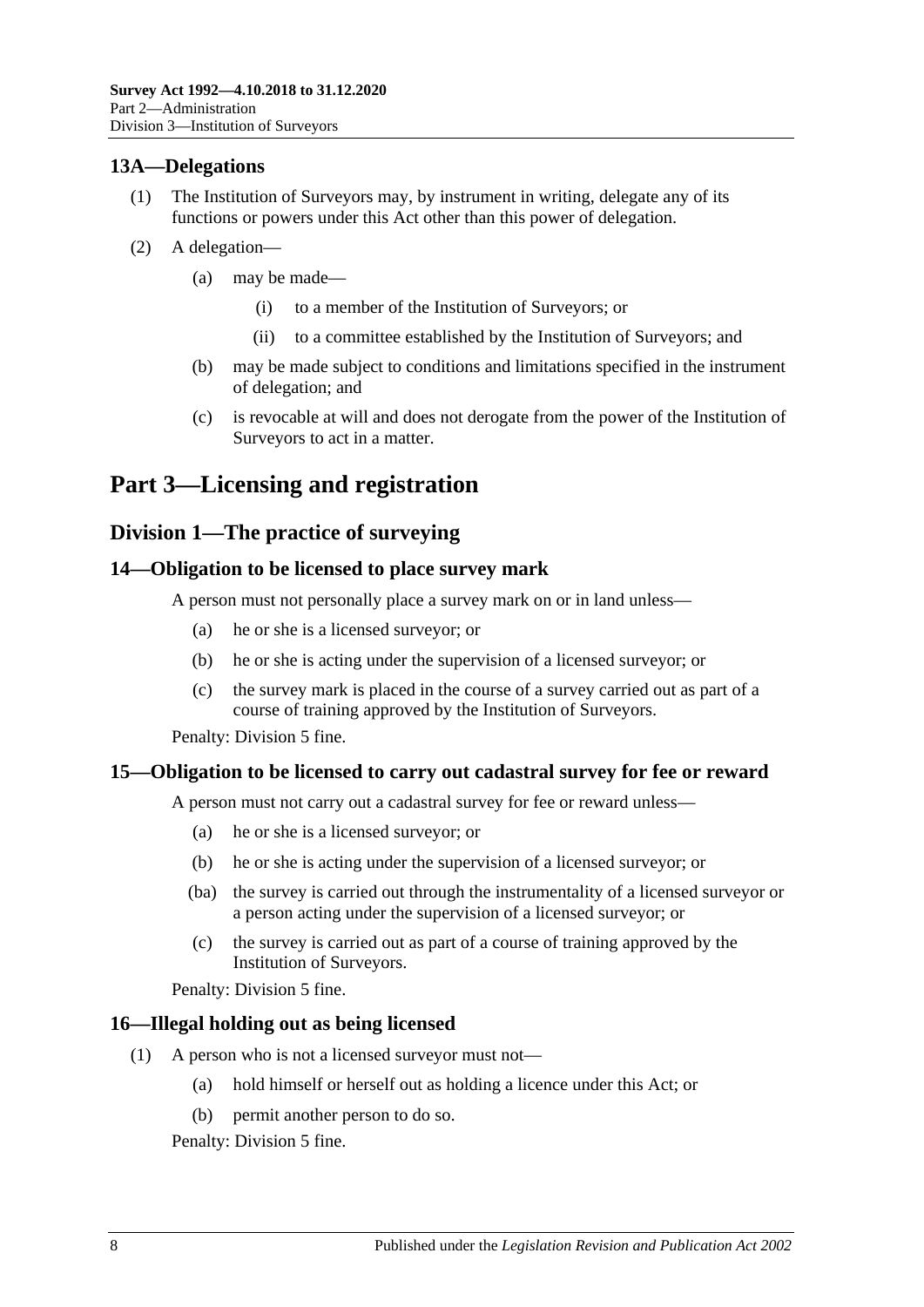### 13A—Delegations

(1) The Institution of Surveyors may, by instrument in writing, delegate any of its functions or powers under this Act other than this power of delegation.

(2) A delegation—

(a) may be made—

(i) to a member of the Institution of Surveyors; or

(ii) to a committee established by the Institution of Surveyors; and

(b) may be made subject to conditions and limitations specified in the instrument of delegation; and

(c) is revocable at will and does not derogate from the power of the Institution of Surveyors to act in a matter.

# Part 3—Licensing and registration

## Division 1—The practice of surveying

### 14—Obligation to be licensed to place survey mark

A person must not personally place a survey mark on or in land unless—

(a) he or she is a licensed surveyor; or

(b) he or she is acting under the supervision of a licensed surveyor; or

(c) the survey mark is placed in the course of a survey carried out as part of a course of training approved by the Institution of Surveyors.

Penalty: Division 5 fine.

### 15—Obligation to be licensed to carry out cadastral survey for fee or reward

A person must not carry out a cadastral survey for fee or reward unless—

(a) he or she is a licensed surveyor; or

(b) he or she is acting under the supervision of a licensed surveyor; or

(ba) the survey is carried out through the instrumentality of a licensed surveyor or a person acting under the supervision of a licensed surveyor; or

(c) the survey is carried out as part of a course of training approved by the Institution of Surveyors.

Penalty: Division 5 fine.

### 16—Illegal holding out as being licensed

(1) A person who is not a licensed surveyor must not—

(a) hold himself or herself out as holding a licence under this Act; or

(b) permit another person to do so.

Penalty: Division 5 fine.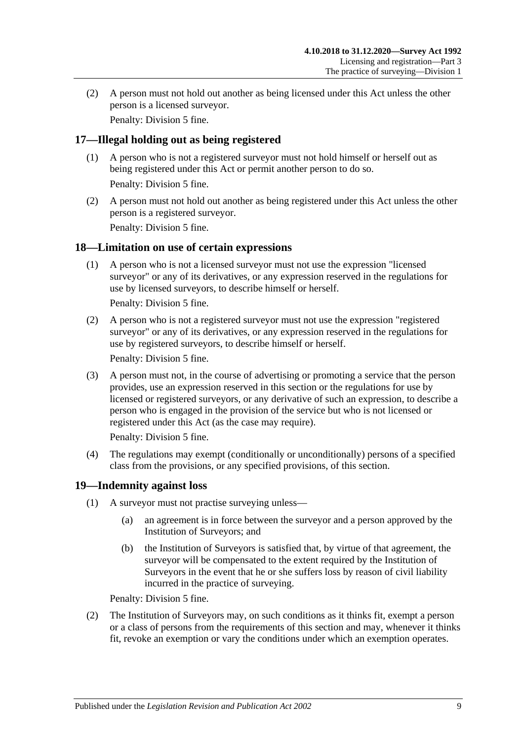(2) A person must not hold out another as being licensed under this Act unless the other person is a licensed surveyor.

Penalty: Division 5 fine.

## 17—Illegal holding out as being registered

(1) A person who is not a registered surveyor must not hold himself or herself out as being registered under this Act or permit another person to do so.

Penalty: Division 5 fine.

(2) A person must not hold out another as being registered under this Act unless the other person is a registered surveyor.

Penalty: Division 5 fine.

## 18—Limitation on use of certain expressions

(1) A person who is not a licensed surveyor must not use the expression "licensed surveyor" or any of its derivatives, or any expression reserved in the regulations for use by licensed surveyors, to describe himself or herself.

Penalty: Division 5 fine.

(2) A person who is not a registered surveyor must not use the expression "registered surveyor" or any of its derivatives, or any expression reserved in the regulations for use by registered surveyors, to describe himself or herself.

Penalty: Division 5 fine.

(3) A person must not, in the course of advertising or promoting a service that the person provides, use an expression reserved in this section or the regulations for use by licensed or registered surveyors, or any derivative of such an expression, to describe a person who is engaged in the provision of the service but who is not licensed or registered under this Act (as the case may require).

Penalty: Division 5 fine.

(4) The regulations may exempt (conditionally or unconditionally) persons of a specified class from the provisions, or any specified provisions, of this section.

## 19—Indemnity against loss

(1) A surveyor must not practise surveying unless—

(a) an agreement is in force between the surveyor and a person approved by the Institution of Surveyors; and

(b) the Institution of Surveyors is satisfied that, by virtue of that agreement, the surveyor will be compensated to the extent required by the Institution of Surveyors in the event that he or she suffers loss by reason of civil liability incurred in the practice of surveying.

Penalty: Division 5 fine.

(2) The Institution of Surveyors may, on such conditions as it thinks fit, exempt a person or a class of persons from the requirements of this section and may, whenever it thinks fit, revoke an exemption or vary the conditions under which an exemption operates.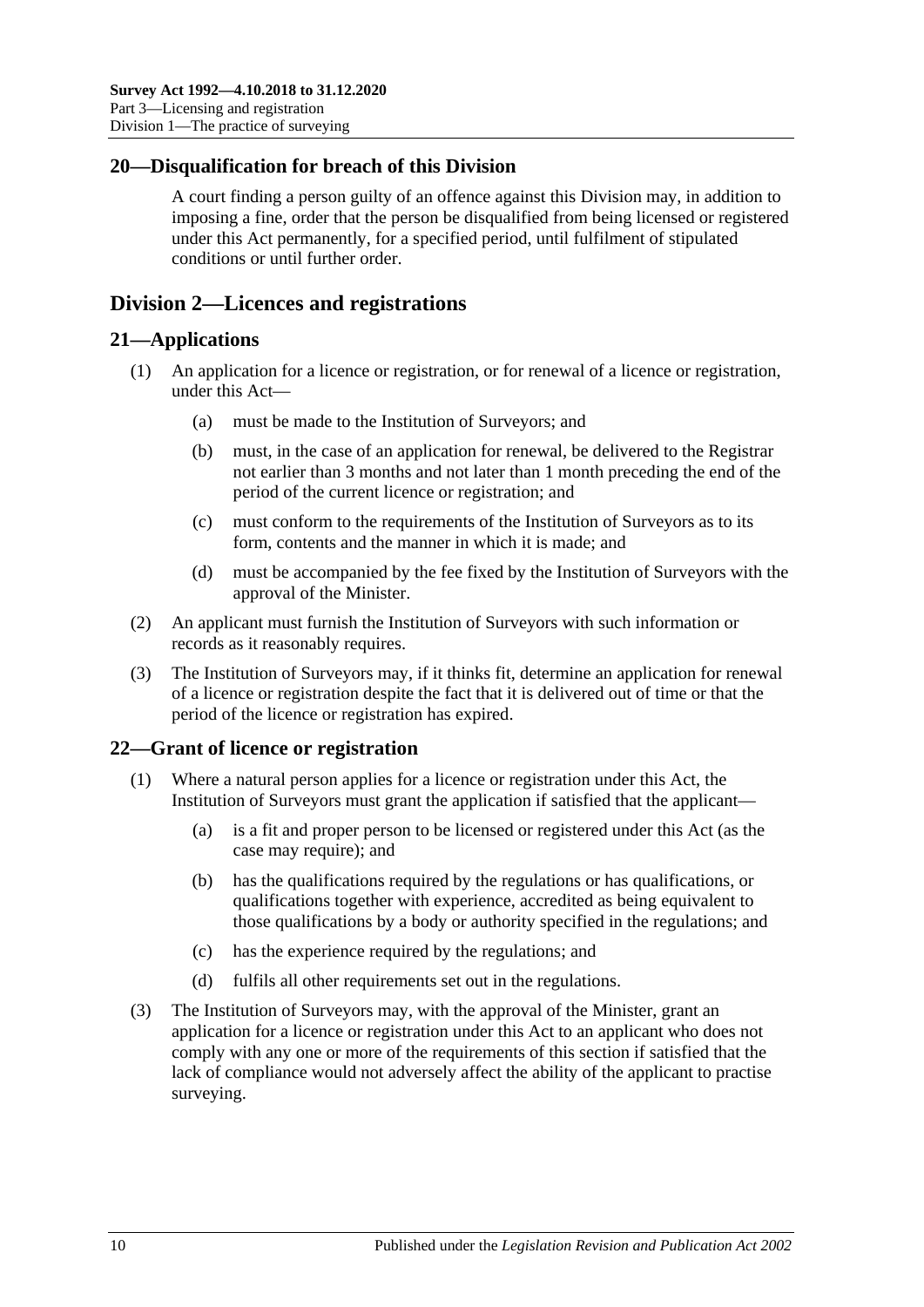## 20—Disqualification for breach of this Division

A court finding a person guilty of an offence against this Division may, in addition to imposing a fine, order that the person be disqualified from being licensed or registered under this Act permanently, for a specified period, until fulfilment of stipulated conditions or until further order.

# Division 2—Licences and registrations

## 21—Applications

(1) An application for a licence or registration, or for renewal of a licence or registration, under this Act—

(a) must be made to the Institution of Surveyors; and

(b) must, in the case of an application for renewal, be delivered to the Registrar not earlier than 3 months and not later than 1 month preceding the end of the period of the current licence or registration; and

(c) must conform to the requirements of the Institution of Surveyors as to its form, contents and the manner in which it is made; and

(d) must be accompanied by the fee fixed by the Institution of Surveyors with the approval of the Minister.

(2) An applicant must furnish the Institution of Surveyors with such information or records as it reasonably requires.

(3) The Institution of Surveyors may, if it thinks fit, determine an application for renewal of a licence or registration despite the fact that it is delivered out of time or that the period of the licence or registration has expired.

## 22—Grant of licence or registration

(1) Where a natural person applies for a licence or registration under this Act, the Institution of Surveyors must grant the application if satisfied that the applicant—

(a) is a fit and proper person to be licensed or registered under this Act (as the case may require); and

(b) has the qualifications required by the regulations or has qualifications, or qualifications together with experience, accredited as being equivalent to those qualifications by a body or authority specified in the regulations; and

(c) has the experience required by the regulations; and

(d) fulfils all other requirements set out in the regulations.

(3) The Institution of Surveyors may, with the approval of the Minister, grant an application for a licence or registration under this Act to an applicant who does not comply with any one or more of the requirements of this section if satisfied that the lack of compliance would not adversely affect the ability of the applicant to practise surveying.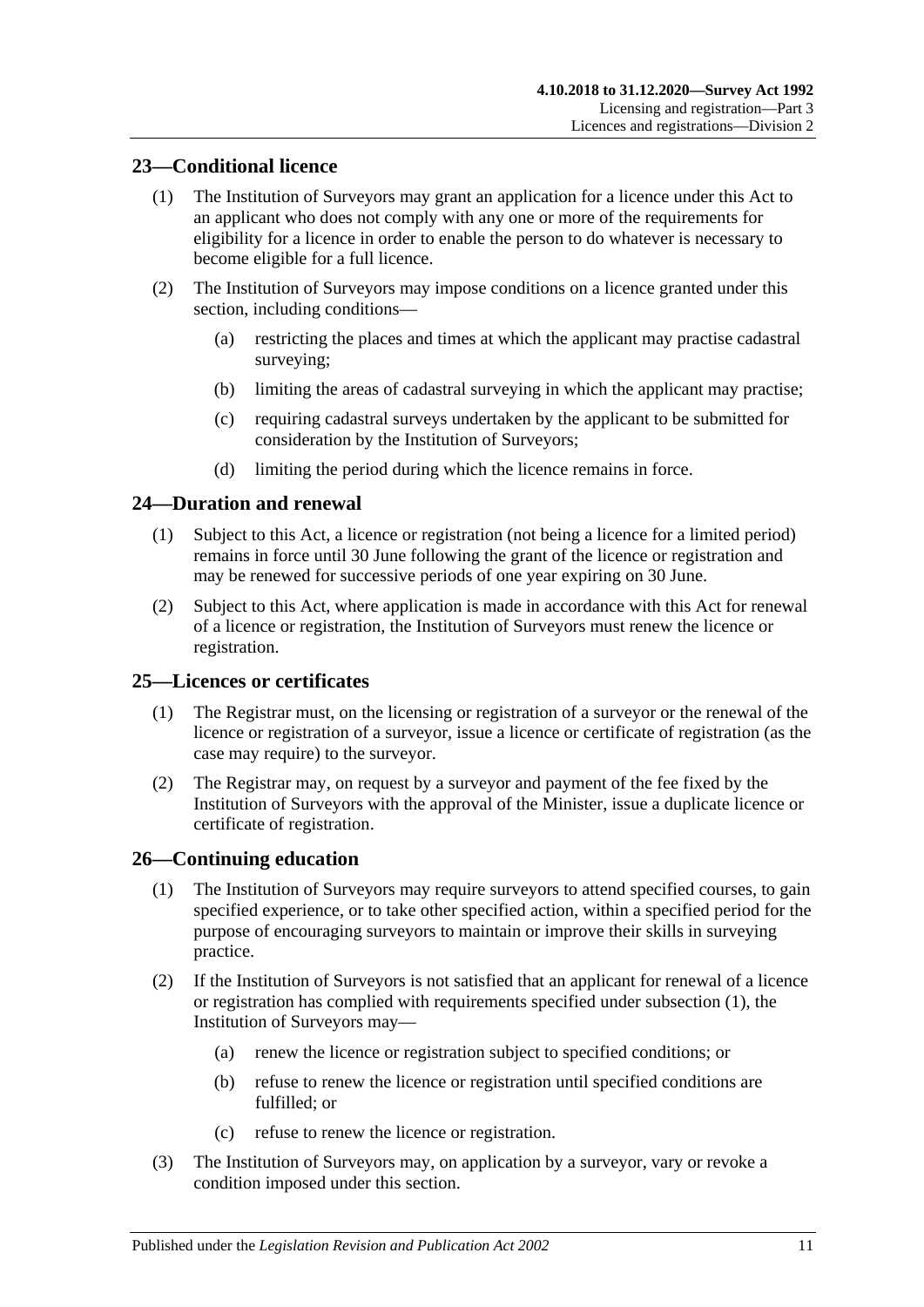## 23—Conditional licence

(1) The Institution of Surveyors may grant an application for a licence under this Act to an applicant who does not comply with any one or more of the requirements for eligibility for a licence in order to enable the person to do whatever is necessary to become eligible for a full licence.

(2) The Institution of Surveyors may impose conditions on a licence granted under this section, including conditions—

(a) restricting the places and times at which the applicant may practise cadastral surveying;

(b) limiting the areas of cadastral surveying in which the applicant may practise;

(c) requiring cadastral surveys undertaken by the applicant to be submitted for consideration by the Institution of Surveyors;

(d) limiting the period during which the licence remains in force.

## 24—Duration and renewal

(1) Subject to this Act, a licence or registration (not being a licence for a limited period) remains in force until 30 June following the grant of the licence or registration and may be renewed for successive periods of one year expiring on 30 June.

(2) Subject to this Act, where application is made in accordance with this Act for renewal of a licence or registration, the Institution of Surveyors must renew the licence or registration.

## 25—Licences or certificates

(1) The Registrar must, on the licensing or registration of a surveyor or the renewal of the licence or registration of a surveyor, issue a licence or certificate of registration (as the case may require) to the surveyor.

(2) The Registrar may, on request by a surveyor and payment of the fee fixed by the Institution of Surveyors with the approval of the Minister, issue a duplicate licence or certificate of registration.

## 26—Continuing education

(1) The Institution of Surveyors may require surveyors to attend specified courses, to gain specified experience, or to take other specified action, within a specified period for the purpose of encouraging surveyors to maintain or improve their skills in surveying practice.

(2) If the Institution of Surveyors is not satisfied that an applicant for renewal of a licence or registration has complied with requirements specified under subsection (1), the Institution of Surveyors may—

(a) renew the licence or registration subject to specified conditions; or

(b) refuse to renew the licence or registration until specified conditions are fulfilled; or

(c) refuse to renew the licence or registration.

(3) The Institution of Surveyors may, on application by a surveyor, vary or revoke a condition imposed under this section.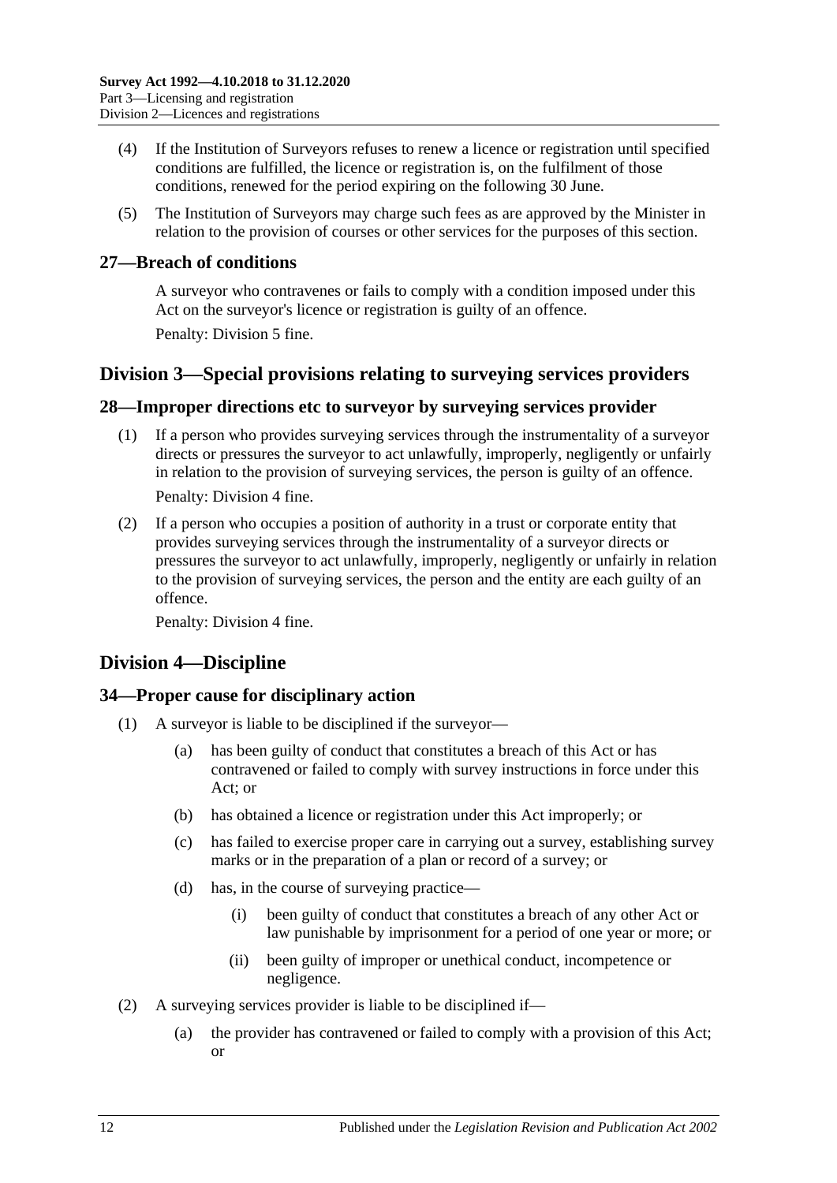(4) If the Institution of Surveyors refuses to renew a licence or registration until specified conditions are fulfilled, the licence or registration is, on the fulfilment of those conditions, renewed for the period expiring on the following 30 June.

(5) The Institution of Surveyors may charge such fees as are approved by the Minister in relation to the provision of courses or other services for the purposes of this section.

## 27—Breach of conditions

A surveyor who contravenes or fails to comply with a condition imposed under this Act on the surveyor's licence or registration is guilty of an offence.

Penalty: Division 5 fine.

# Division 3—Special provisions relating to surveying services providers

## 28—Improper directions etc to surveyor by surveying services provider

(1) If a person who provides surveying services through the instrumentality of a surveyor directs or pressures the surveyor to act unlawfully, improperly, negligently or unfairly in relation to the provision of surveying services, the person is guilty of an offence.

Penalty: Division 4 fine.

(2) If a person who occupies a position of authority in a trust or corporate entity that provides surveying services through the instrumentality of a surveyor directs or pressures the surveyor to act unlawfully, improperly, negligently or unfairly in relation to the provision of surveying services, the person and the entity are each guilty of an offence.

Penalty: Division 4 fine.

# Division 4—Discipline

## 34—Proper cause for disciplinary action

(1) A surveyor is liable to be disciplined if the surveyor—

(a) has been guilty of conduct that constitutes a breach of this Act or has contravened or failed to comply with survey instructions in force under this Act; or

(b) has obtained a licence or registration under this Act improperly; or

(c) has failed to exercise proper care in carrying out a survey, establishing survey marks or in the preparation of a plan or record of a survey; or

(d) has, in the course of surveying practice—

(i) been guilty of conduct that constitutes a breach of any other Act or law punishable by imprisonment for a period of one year or more; or

(ii) been guilty of improper or unethical conduct, incompetence or negligence.

(2) A surveying services provider is liable to be disciplined if—

(a) the provider has contravened or failed to comply with a provision of this Act; or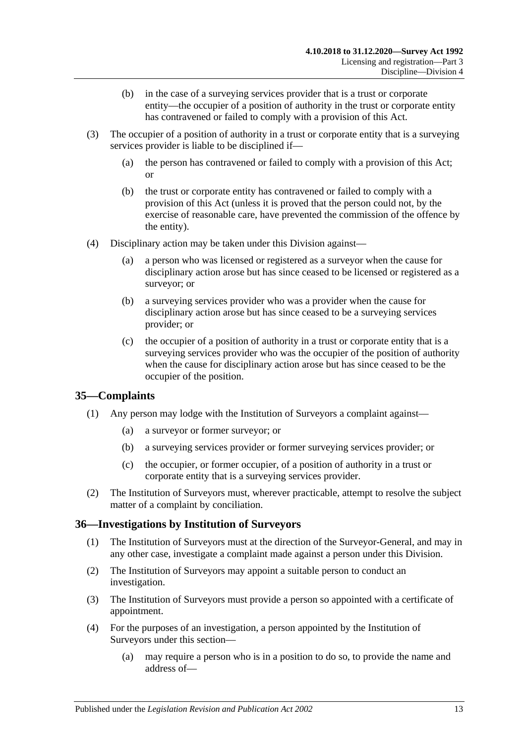(b) in the case of a surveying services provider that is a trust or corporate entity—the occupier of a position of authority in the trust or corporate entity has contravened or failed to comply with a provision of this Act.

(3) The occupier of a position of authority in a trust or corporate entity that is a surveying services provider is liable to be disciplined if—

(a) the person has contravened or failed to comply with a provision of this Act; or

(b) the trust or corporate entity has contravened or failed to comply with a provision of this Act (unless it is proved that the person could not, by the exercise of reasonable care, have prevented the commission of the offence by the entity).

(4) Disciplinary action may be taken under this Division against—

(a) a person who was licensed or registered as a surveyor when the cause for disciplinary action arose but has since ceased to be licensed or registered as a surveyor; or

(b) a surveying services provider who was a provider when the cause for disciplinary action arose but has since ceased to be a surveying services provider; or

(c) the occupier of a position of authority in a trust or corporate entity that is a surveying services provider who was the occupier of the position of authority when the cause for disciplinary action arose but has since ceased to be the occupier of the position.

## 35—Complaints

(1) Any person may lodge with the Institution of Surveyors a complaint against—

(a) a surveyor or former surveyor; or

(b) a surveying services provider or former surveying services provider; or

(c) the occupier, or former occupier, of a position of authority in a trust or corporate entity that is a surveying services provider.

(2) The Institution of Surveyors must, wherever practicable, attempt to resolve the subject matter of a complaint by conciliation.

## 36—Investigations by Institution of Surveyors

(1) The Institution of Surveyors must at the direction of the Surveyor-General, and may in any other case, investigate a complaint made against a person under this Division.

(2) The Institution of Surveyors may appoint a suitable person to conduct an investigation.

(3) The Institution of Surveyors must provide a person so appointed with a certificate of appointment.

(4) For the purposes of an investigation, a person appointed by the Institution of Surveyors under this section—

(a) may require a person who is in a position to do so, to provide the name and address of—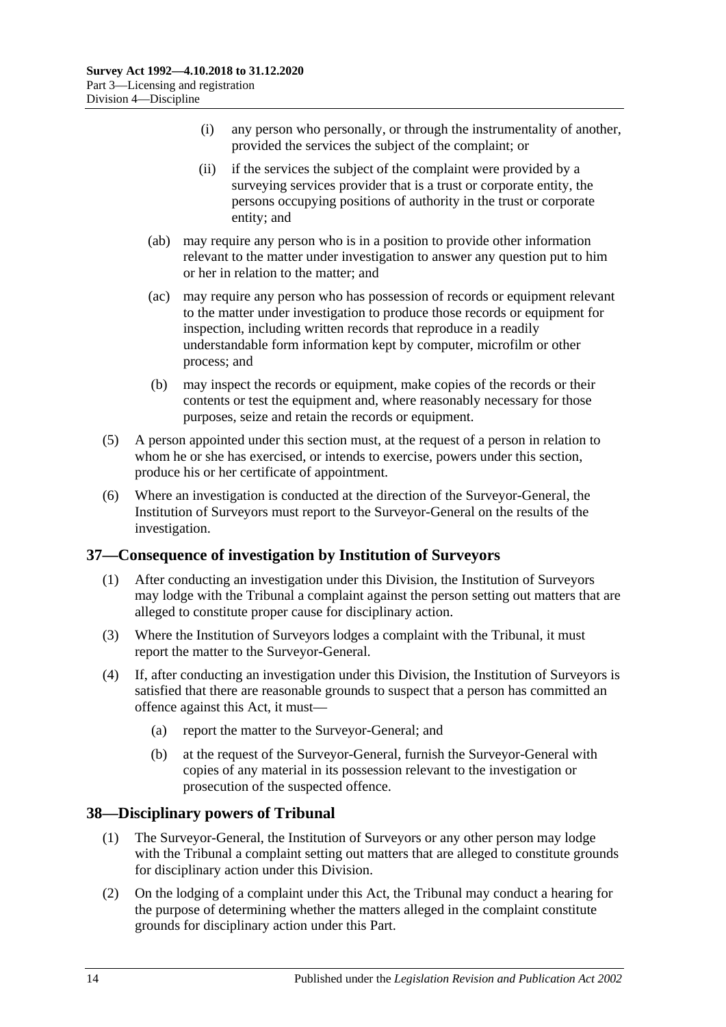(i) any person who personally, or through the instrumentality of another, provided the services the subject of the complaint; or

(ii) if the services the subject of the complaint were provided by a surveying services provider that is a trust or corporate entity, the persons occupying positions of authority in the trust or corporate entity; and

(ab) may require any person who is in a position to provide other information relevant to the matter under investigation to answer any question put to him or her in relation to the matter; and

(ac) may require any person who has possession of records or equipment relevant to the matter under investigation to produce those records or equipment for inspection, including written records that reproduce in a readily understandable form information kept by computer, microfilm or other process; and

(b) may inspect the records or equipment, make copies of the records or their contents or test the equipment and, where reasonably necessary for those purposes, seize and retain the records or equipment.

(5) A person appointed under this section must, at the request of a person in relation to whom he or she has exercised, or intends to exercise, powers under this section, produce his or her certificate of appointment.

(6) Where an investigation is conducted at the direction of the Surveyor-General, the Institution of Surveyors must report to the Surveyor-General on the results of the investigation.

## 37—Consequence of investigation by Institution of Surveyors

(1) After conducting an investigation under this Division, the Institution of Surveyors may lodge with the Tribunal a complaint against the person setting out matters that are alleged to constitute proper cause for disciplinary action.

(3) Where the Institution of Surveyors lodges a complaint with the Tribunal, it must report the matter to the Surveyor-General.

(4) If, after conducting an investigation under this Division, the Institution of Surveyors is satisfied that there are reasonable grounds to suspect that a person has committed an offence against this Act, it must—

(a) report the matter to the Surveyor-General; and

(b) at the request of the Surveyor-General, furnish the Surveyor-General with copies of any material in its possession relevant to the investigation or prosecution of the suspected offence.

## 38—Disciplinary powers of Tribunal

(1) The Surveyor-General, the Institution of Surveyors or any other person may lodge with the Tribunal a complaint setting out matters that are alleged to constitute grounds for disciplinary action under this Division.

(2) On the lodging of a complaint under this Act, the Tribunal may conduct a hearing for the purpose of determining whether the matters alleged in the complaint constitute grounds for disciplinary action under this Part.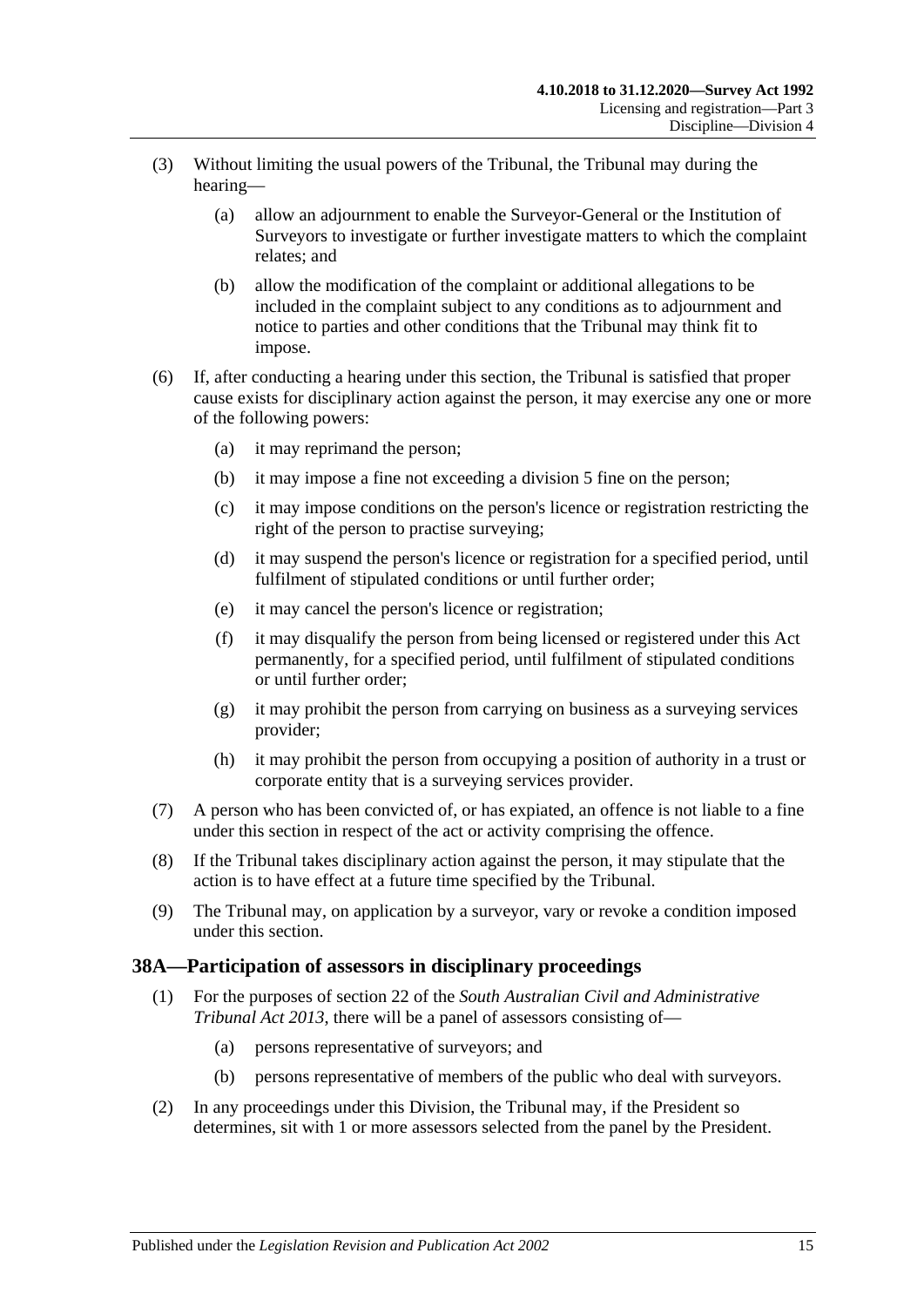(3) Without limiting the usual powers of the Tribunal, the Tribunal may during the hearing—

(a) allow an adjournment to enable the Surveyor-General or the Institution of Surveyors to investigate or further investigate matters to which the complaint relates; and

(b) allow the modification of the complaint or additional allegations to be included in the complaint subject to any conditions as to adjournment and notice to parties and other conditions that the Tribunal may think fit to impose.

(6) If, after conducting a hearing under this section, the Tribunal is satisfied that proper cause exists for disciplinary action against the person, it may exercise any one or more of the following powers:

(a) it may reprimand the person;

(b) it may impose a fine not exceeding a division 5 fine on the person;

(c) it may impose conditions on the person's licence or registration restricting the right of the person to practise surveying;

(d) it may suspend the person's licence or registration for a specified period, until fulfilment of stipulated conditions or until further order;

(e) it may cancel the person's licence or registration;

(f) it may disqualify the person from being licensed or registered under this Act permanently, for a specified period, until fulfilment of stipulated conditions or until further order;

(g) it may prohibit the person from carrying on business as a surveying services provider;

(h) it may prohibit the person from occupying a position of authority in a trust or corporate entity that is a surveying services provider.

(7) A person who has been convicted of, or has expiated, an offence is not liable to a fine under this section in respect of the act or activity comprising the offence.

(8) If the Tribunal takes disciplinary action against the person, it may stipulate that the action is to have effect at a future time specified by the Tribunal.

(9) The Tribunal may, on application by a surveyor, vary or revoke a condition imposed under this section.

## 38A—Participation of assessors in disciplinary proceedings

(1) For the purposes of section 22 of the *South Australian Civil and Administrative Tribunal Act 2013*, there will be a panel of assessors consisting of—

(a) persons representative of surveyors; and

(b) persons representative of members of the public who deal with surveyors.

(2) In any proceedings under this Division, the Tribunal may, if the President so determines, sit with 1 or more assessors selected from the panel by the President.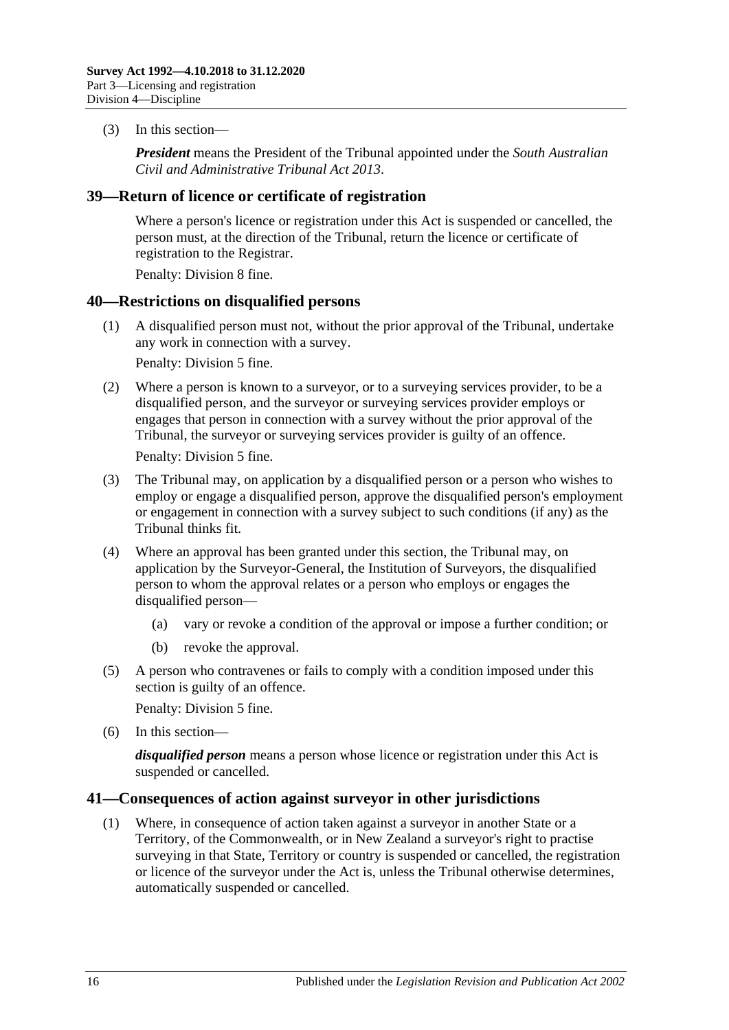(3) In this section—

***President*** means the President of the Tribunal appointed under the *South Australian Civil and Administrative Tribunal Act 2013*.

## 39—Return of licence or certificate of registration

Where a person's licence or registration under this Act is suspended or cancelled, the person must, at the direction of the Tribunal, return the licence or certificate of registration to the Registrar.

Penalty: Division 8 fine.

## 40—Restrictions on disqualified persons

(1) A disqualified person must not, without the prior approval of the Tribunal, undertake any work in connection with a survey.

Penalty: Division 5 fine.

(2) Where a person is known to a surveyor, or to a surveying services provider, to be a disqualified person, and the surveyor or surveying services provider employs or engages that person in connection with a survey without the prior approval of the Tribunal, the surveyor or surveying services provider is guilty of an offence.

Penalty: Division 5 fine.

(3) The Tribunal may, on application by a disqualified person or a person who wishes to employ or engage a disqualified person, approve the disqualified person's employment or engagement in connection with a survey subject to such conditions (if any) as the Tribunal thinks fit.

(4) Where an approval has been granted under this section, the Tribunal may, on application by the Surveyor-General, the Institution of Surveyors, the disqualified person to whom the approval relates or a person who employs or engages the disqualified person—

(a) vary or revoke a condition of the approval or impose a further condition; or

(b) revoke the approval.

(5) A person who contravenes or fails to comply with a condition imposed under this section is guilty of an offence.

Penalty: Division 5 fine.

(6) In this section—

***disqualified person*** means a person whose licence or registration under this Act is suspended or cancelled.

## 41—Consequences of action against surveyor in other jurisdictions

(1) Where, in consequence of action taken against a surveyor in another State or a Territory, of the Commonwealth, or in New Zealand a surveyor's right to practise surveying in that State, Territory or country is suspended or cancelled, the registration or licence of the surveyor under the Act is, unless the Tribunal otherwise determines, automatically suspended or cancelled.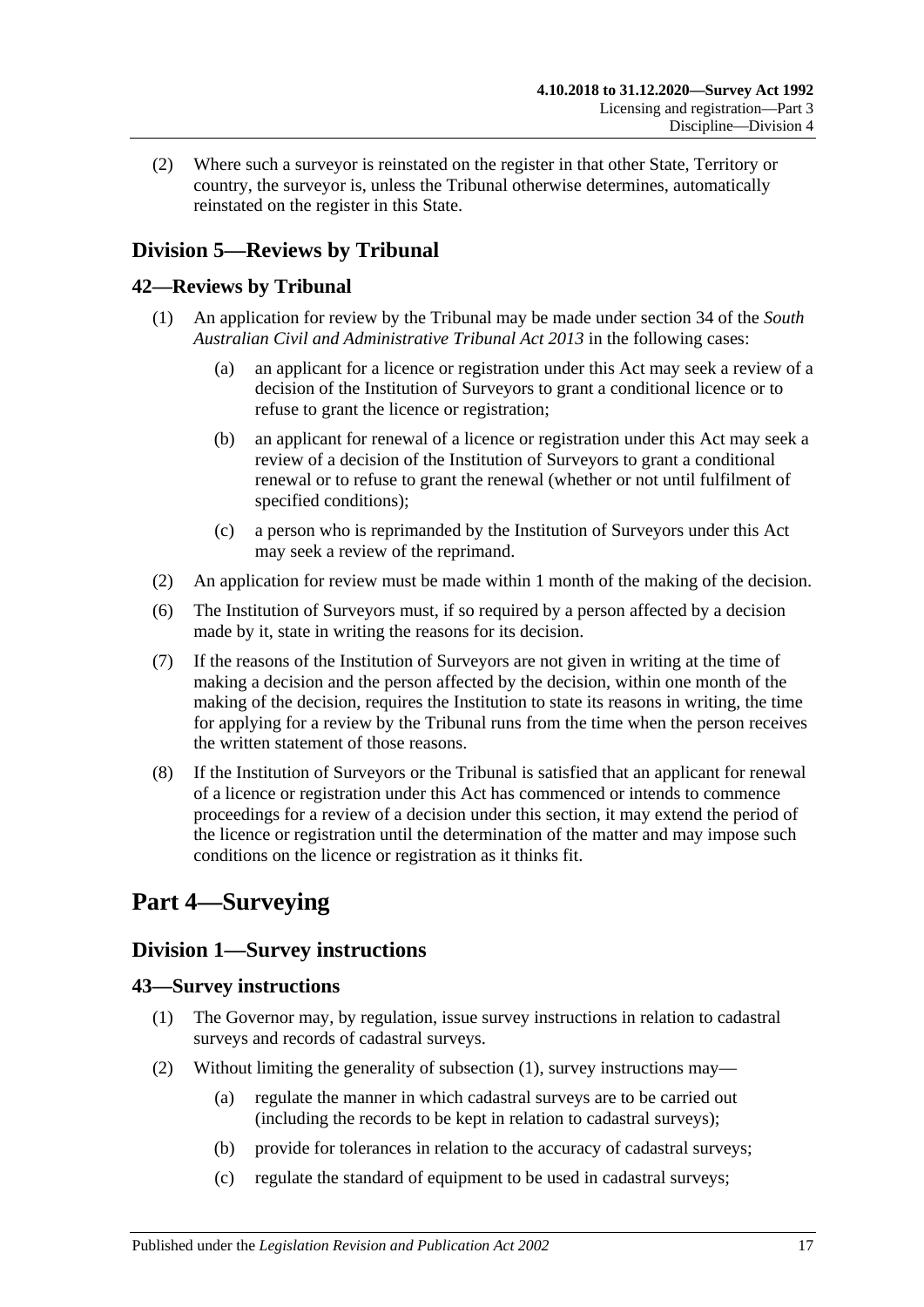(2) Where such a surveyor is reinstated on the register in that other State, Territory or country, the surveyor is, unless the Tribunal otherwise determines, automatically reinstated on the register in this State.

## Division 5—Reviews by Tribunal

### 42—Reviews by Tribunal

(1) An application for review by the Tribunal may be made under section 34 of the *South Australian Civil and Administrative Tribunal Act 2013* in the following cases:

(a) an applicant for a licence or registration under this Act may seek a review of a decision of the Institution of Surveyors to grant a conditional licence or to refuse to grant the licence or registration;

(b) an applicant for renewal of a licence or registration under this Act may seek a review of a decision of the Institution of Surveyors to grant a conditional renewal or to refuse to grant the renewal (whether or not until fulfilment of specified conditions);

(c) a person who is reprimanded by the Institution of Surveyors under this Act may seek a review of the reprimand.

(2) An application for review must be made within 1 month of the making of the decision.

(6) The Institution of Surveyors must, if so required by a person affected by a decision made by it, state in writing the reasons for its decision.

(7) If the reasons of the Institution of Surveyors are not given in writing at the time of making a decision and the person affected by the decision, within one month of the making of the decision, requires the Institution to state its reasons in writing, the time for applying for a review by the Tribunal runs from the time when the person receives the written statement of those reasons.

(8) If the Institution of Surveyors or the Tribunal is satisfied that an applicant for renewal of a licence or registration under this Act has commenced or intends to commence proceedings for a review of a decision under this section, it may extend the period of the licence or registration until the determination of the matter and may impose such conditions on the licence or registration as it thinks fit.

# Part 4—Surveying

## Division 1—Survey instructions

### 43—Survey instructions

(1) The Governor may, by regulation, issue survey instructions in relation to cadastral surveys and records of cadastral surveys.

(2) Without limiting the generality of subsection (1), survey instructions may—

(a) regulate the manner in which cadastral surveys are to be carried out (including the records to be kept in relation to cadastral surveys);

(b) provide for tolerances in relation to the accuracy of cadastral surveys;

(c) regulate the standard of equipment to be used in cadastral surveys;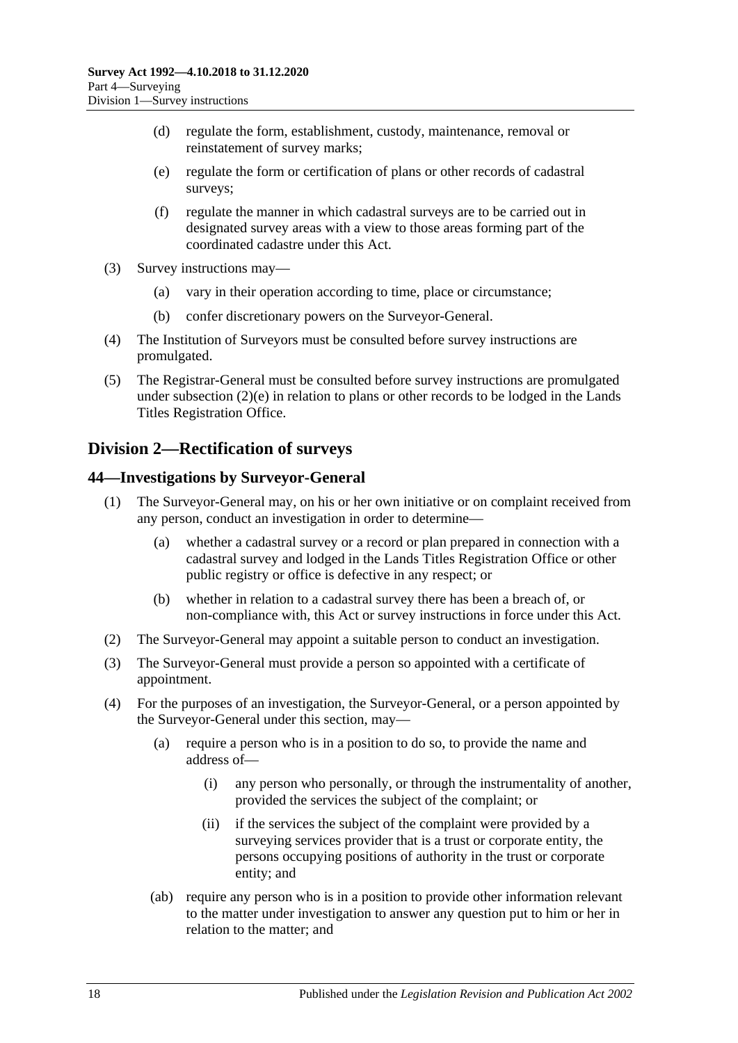(d) regulate the form, establishment, custody, maintenance, removal or reinstatement of survey marks;

(e) regulate the form or certification of plans or other records of cadastral surveys;

(f) regulate the manner in which cadastral surveys are to be carried out in designated survey areas with a view to those areas forming part of the coordinated cadastre under this Act.

(3) Survey instructions may—

(a) vary in their operation according to time, place or circumstance;

(b) confer discretionary powers on the Surveyor-General.

(4) The Institution of Surveyors must be consulted before survey instructions are promulgated.

(5) The Registrar-General must be consulted before survey instructions are promulgated under subsection (2)(e) in relation to plans or other records to be lodged in the Lands Titles Registration Office.

## Division 2—Rectification of surveys

### 44—Investigations by Surveyor-General

(1) The Surveyor-General may, on his or her own initiative or on complaint received from any person, conduct an investigation in order to determine—

(a) whether a cadastral survey or a record or plan prepared in connection with a cadastral survey and lodged in the Lands Titles Registration Office or other public registry or office is defective in any respect; or

(b) whether in relation to a cadastral survey there has been a breach of, or non-compliance with, this Act or survey instructions in force under this Act.

(2) The Surveyor-General may appoint a suitable person to conduct an investigation.

(3) The Surveyor-General must provide a person so appointed with a certificate of appointment.

(4) For the purposes of an investigation, the Surveyor-General, or a person appointed by the Surveyor-General under this section, may—

(a) require a person who is in a position to do so, to provide the name and address of—

(i) any person who personally, or through the instrumentality of another, provided the services the subject of the complaint; or

(ii) if the services the subject of the complaint were provided by a surveying services provider that is a trust or corporate entity, the persons occupying positions of authority in the trust or corporate entity; and

(ab) require any person who is in a position to provide other information relevant to the matter under investigation to answer any question put to him or her in relation to the matter; and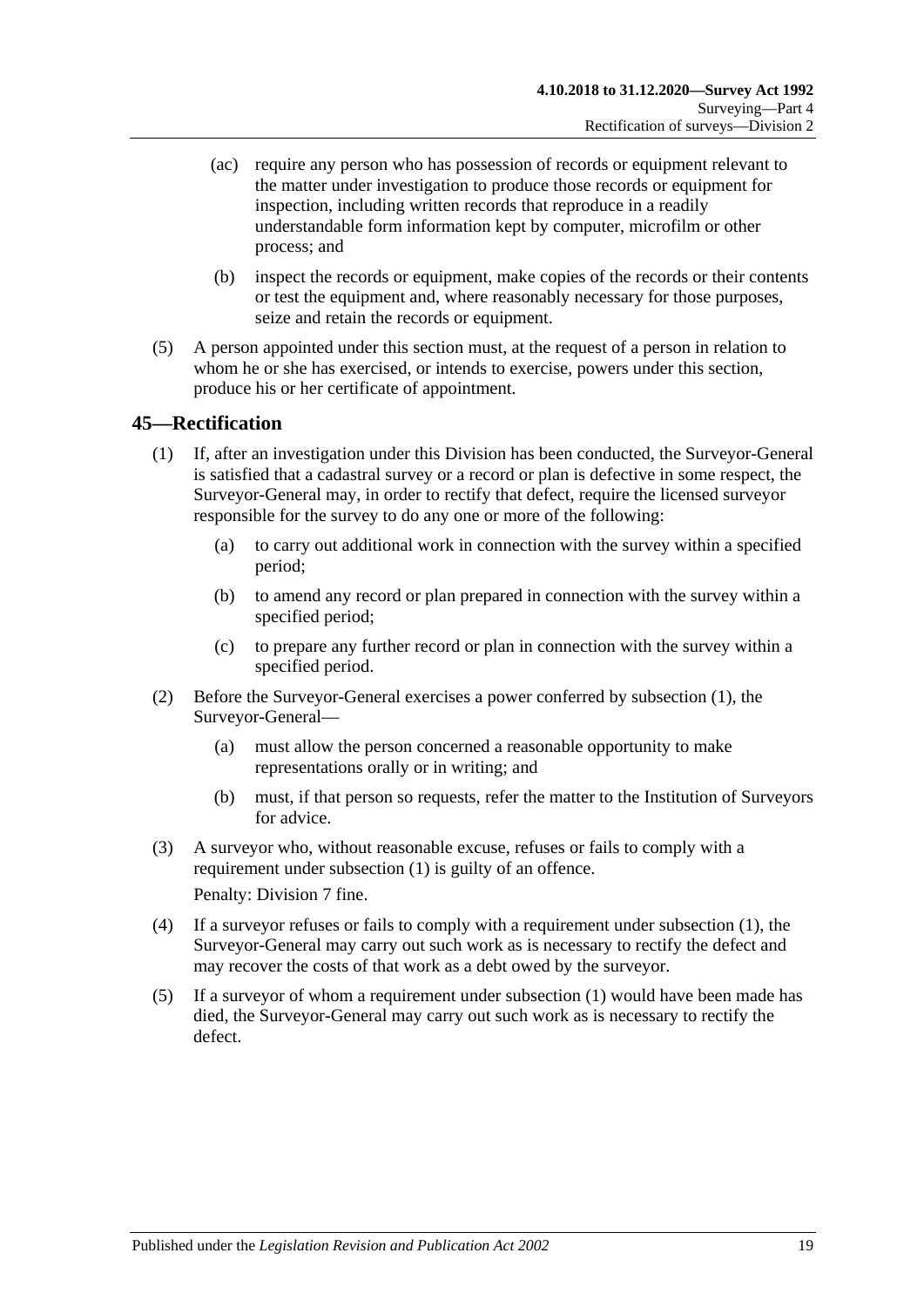(ac) require any person who has possession of records or equipment relevant to the matter under investigation to produce those records or equipment for inspection, including written records that reproduce in a readily understandable form information kept by computer, microfilm or other process; and

(b) inspect the records or equipment, make copies of the records or their contents or test the equipment and, where reasonably necessary for those purposes, seize and retain the records or equipment.

(5) A person appointed under this section must, at the request of a person in relation to whom he or she has exercised, or intends to exercise, powers under this section, produce his or her certificate of appointment.

## 45—Rectification

(1) If, after an investigation under this Division has been conducted, the Surveyor-General is satisfied that a cadastral survey or a record or plan is defective in some respect, the Surveyor-General may, in order to rectify that defect, require the licensed surveyor responsible for the survey to do any one or more of the following:

(a) to carry out additional work in connection with the survey within a specified period;

(b) to amend any record or plan prepared in connection with the survey within a specified period;

(c) to prepare any further record or plan in connection with the survey within a specified period.

(2) Before the Surveyor-General exercises a power conferred by subsection (1), the Surveyor-General—

(a) must allow the person concerned a reasonable opportunity to make representations orally or in writing; and

(b) must, if that person so requests, refer the matter to the Institution of Surveyors for advice.

(3) A surveyor who, without reasonable excuse, refuses or fails to comply with a requirement under subsection (1) is guilty of an offence.

Penalty: Division 7 fine.

(4) If a surveyor refuses or fails to comply with a requirement under subsection (1), the Surveyor-General may carry out such work as is necessary to rectify the defect and may recover the costs of that work as a debt owed by the surveyor.

(5) If a surveyor of whom a requirement under subsection (1) would have been made has died, the Surveyor-General may carry out such work as is necessary to rectify the defect.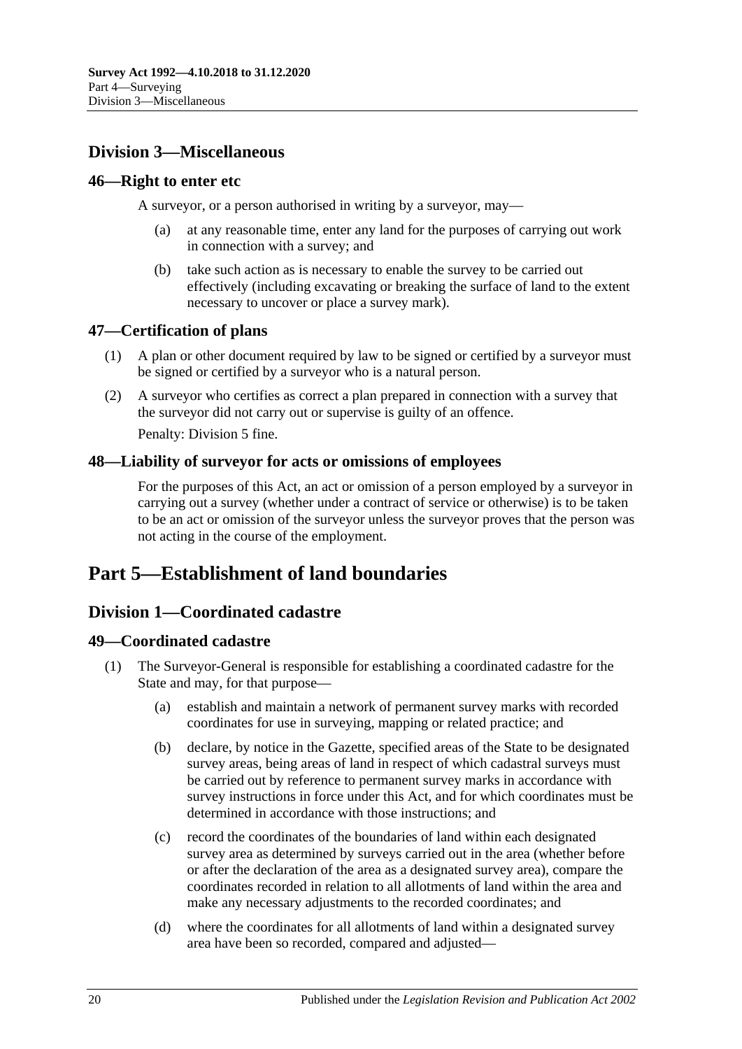## Division 3—Miscellaneous

### 46—Right to enter etc

A surveyor, or a person authorised in writing by a surveyor, may—

(a) at any reasonable time, enter any land for the purposes of carrying out work in connection with a survey; and

(b) take such action as is necessary to enable the survey to be carried out effectively (including excavating or breaking the surface of land to the extent necessary to uncover or place a survey mark).

### 47—Certification of plans

(1) A plan or other document required by law to be signed or certified by a surveyor must be signed or certified by a surveyor who is a natural person.

(2) A surveyor who certifies as correct a plan prepared in connection with a survey that the surveyor did not carry out or supervise is guilty of an offence.

Penalty: Division 5 fine.

### 48—Liability of surveyor for acts or omissions of employees

For the purposes of this Act, an act or omission of a person employed by a surveyor in carrying out a survey (whether under a contract of service or otherwise) is to be taken to be an act or omission of the surveyor unless the surveyor proves that the person was not acting in the course of the employment.

# Part 5—Establishment of land boundaries

## Division 1—Coordinated cadastre

### 49—Coordinated cadastre

(1) The Surveyor-General is responsible for establishing a coordinated cadastre for the State and may, for that purpose—

(a) establish and maintain a network of permanent survey marks with recorded coordinates for use in surveying, mapping or related practice; and

(b) declare, by notice in the Gazette, specified areas of the State to be designated survey areas, being areas of land in respect of which cadastral surveys must be carried out by reference to permanent survey marks in accordance with survey instructions in force under this Act, and for which coordinates must be determined in accordance with those instructions; and

(c) record the coordinates of the boundaries of land within each designated survey area as determined by surveys carried out in the area (whether before or after the declaration of the area as a designated survey area), compare the coordinates recorded in relation to all allotments of land within the area and make any necessary adjustments to the recorded coordinates; and

(d) where the coordinates for all allotments of land within a designated survey area have been so recorded, compared and adjusted—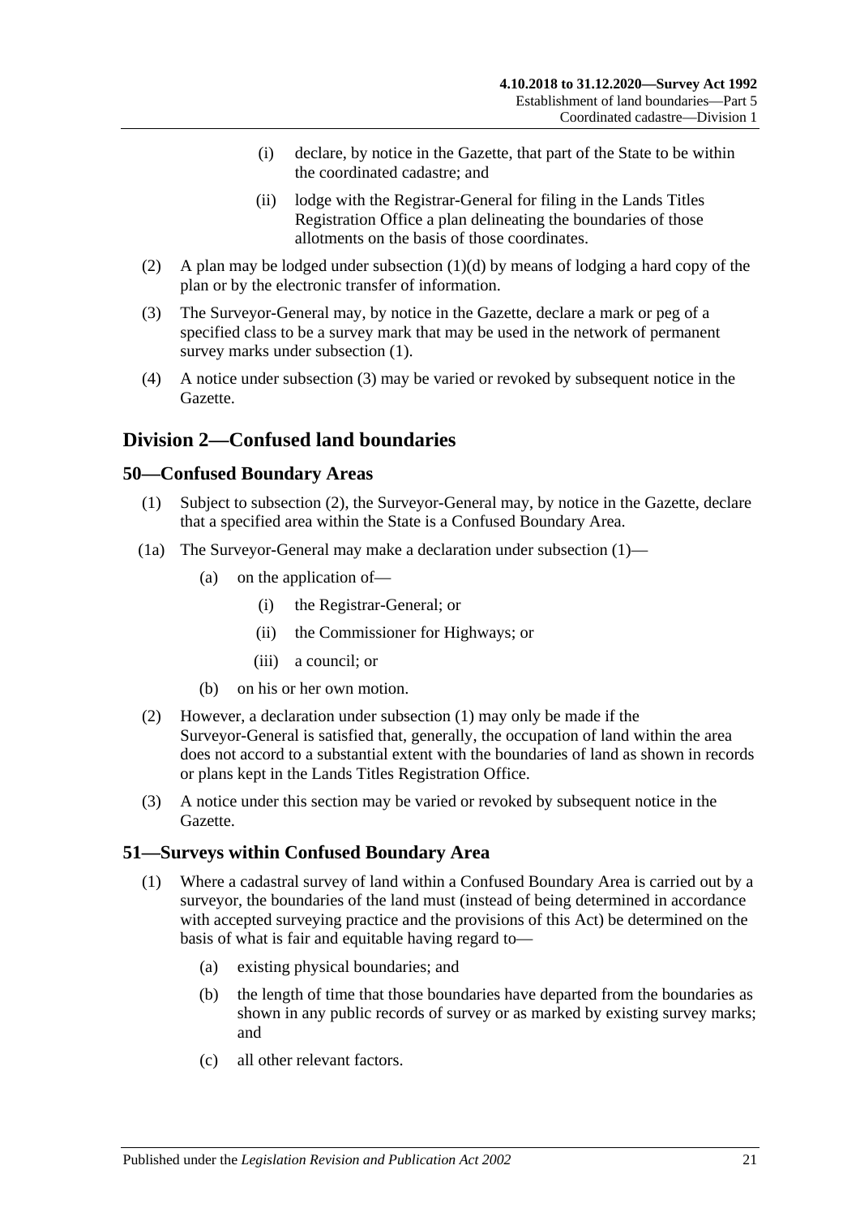(i) declare, by notice in the Gazette, that part of the State to be within the coordinated cadastre; and

(ii) lodge with the Registrar-General for filing in the Lands Titles Registration Office a plan delineating the boundaries of those allotments on the basis of those coordinates.

(2) A plan may be lodged under subsection (1)(d) by means of lodging a hard copy of the plan or by the electronic transfer of information.

(3) The Surveyor-General may, by notice in the Gazette, declare a mark or peg of a specified class to be a survey mark that may be used in the network of permanent survey marks under subsection (1).

(4) A notice under subsection (3) may be varied or revoked by subsequent notice in the Gazette.

## Division 2—Confused land boundaries

### 50—Confused Boundary Areas

(1) Subject to subsection (2), the Surveyor-General may, by notice in the Gazette, declare that a specified area within the State is a Confused Boundary Area.

(1a) The Surveyor-General may make a declaration under subsection (1)—

(a) on the application of—

(i) the Registrar-General; or

(ii) the Commissioner for Highways; or

(iii) a council; or

(b) on his or her own motion.

(2) However, a declaration under subsection (1) may only be made if the Surveyor-General is satisfied that, generally, the occupation of land within the area does not accord to a substantial extent with the boundaries of land as shown in records or plans kept in the Lands Titles Registration Office.

(3) A notice under this section may be varied or revoked by subsequent notice in the Gazette.

### 51—Surveys within Confused Boundary Area

(1) Where a cadastral survey of land within a Confused Boundary Area is carried out by a surveyor, the boundaries of the land must (instead of being determined in accordance with accepted surveying practice and the provisions of this Act) be determined on the basis of what is fair and equitable having regard to—

(a) existing physical boundaries; and

(b) the length of time that those boundaries have departed from the boundaries as shown in any public records of survey or as marked by existing survey marks; and

(c) all other relevant factors.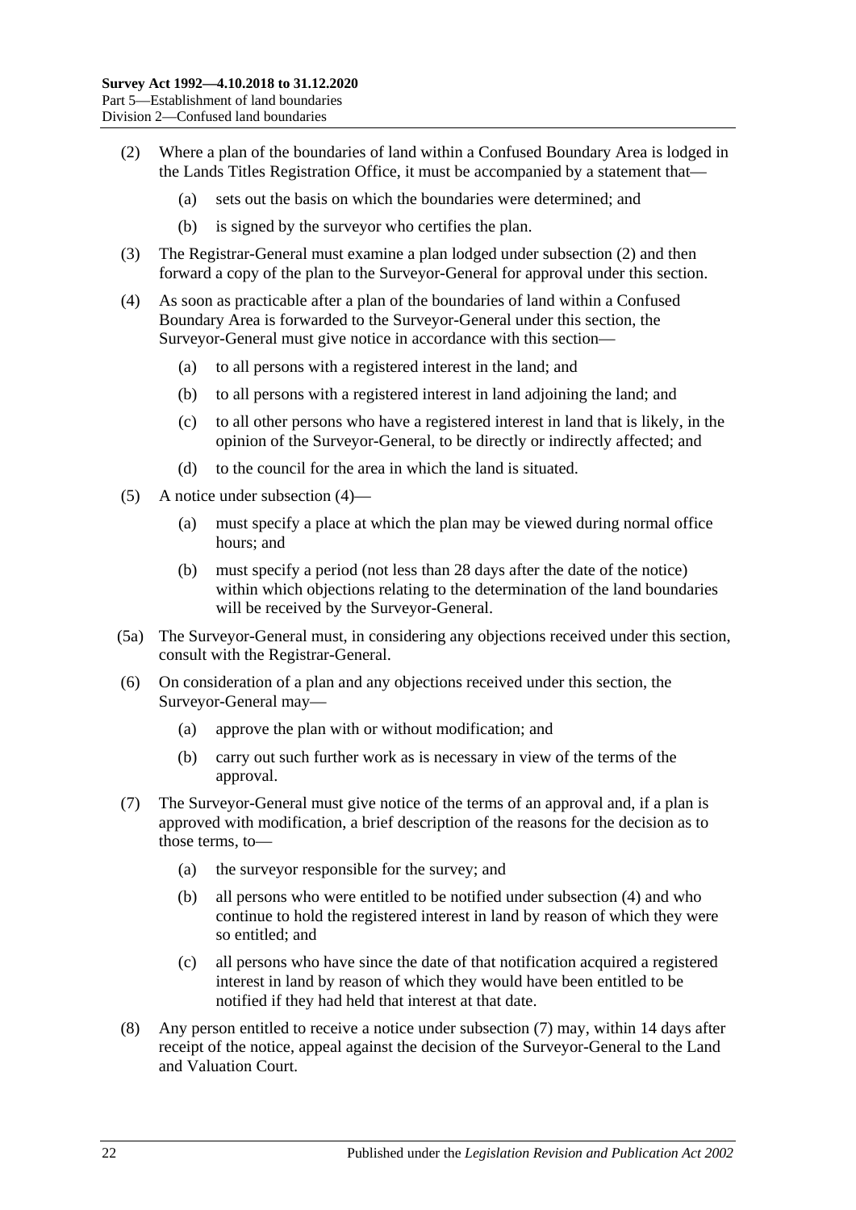(2) Where a plan of the boundaries of land within a Confused Boundary Area is lodged in the Lands Titles Registration Office, it must be accompanied by a statement that—

(a) sets out the basis on which the boundaries were determined; and

(b) is signed by the surveyor who certifies the plan.

(3) The Registrar-General must examine a plan lodged under subsection (2) and then forward a copy of the plan to the Surveyor-General for approval under this section.

(4) As soon as practicable after a plan of the boundaries of land within a Confused Boundary Area is forwarded to the Surveyor-General under this section, the Surveyor-General must give notice in accordance with this section—

(a) to all persons with a registered interest in the land; and

(b) to all persons with a registered interest in land adjoining the land; and

(c) to all other persons who have a registered interest in land that is likely, in the opinion of the Surveyor-General, to be directly or indirectly affected; and

(d) to the council for the area in which the land is situated.

(5) A notice under subsection (4)—

(a) must specify a place at which the plan may be viewed during normal office hours; and

(b) must specify a period (not less than 28 days after the date of the notice) within which objections relating to the determination of the land boundaries will be received by the Surveyor-General.

(5a) The Surveyor-General must, in considering any objections received under this section, consult with the Registrar-General.

(6) On consideration of a plan and any objections received under this section, the Surveyor-General may—

(a) approve the plan with or without modification; and

(b) carry out such further work as is necessary in view of the terms of the approval.

(7) The Surveyor-General must give notice of the terms of an approval and, if a plan is approved with modification, a brief description of the reasons for the decision as to those terms, to—

(a) the surveyor responsible for the survey; and

(b) all persons who were entitled to be notified under subsection (4) and who continue to hold the registered interest in land by reason of which they were so entitled; and

(c) all persons who have since the date of that notification acquired a registered interest in land by reason of which they would have been entitled to be notified if they had held that interest at that date.

(8) Any person entitled to receive a notice under subsection (7) may, within 14 days after receipt of the notice, appeal against the decision of the Surveyor-General to the Land and Valuation Court.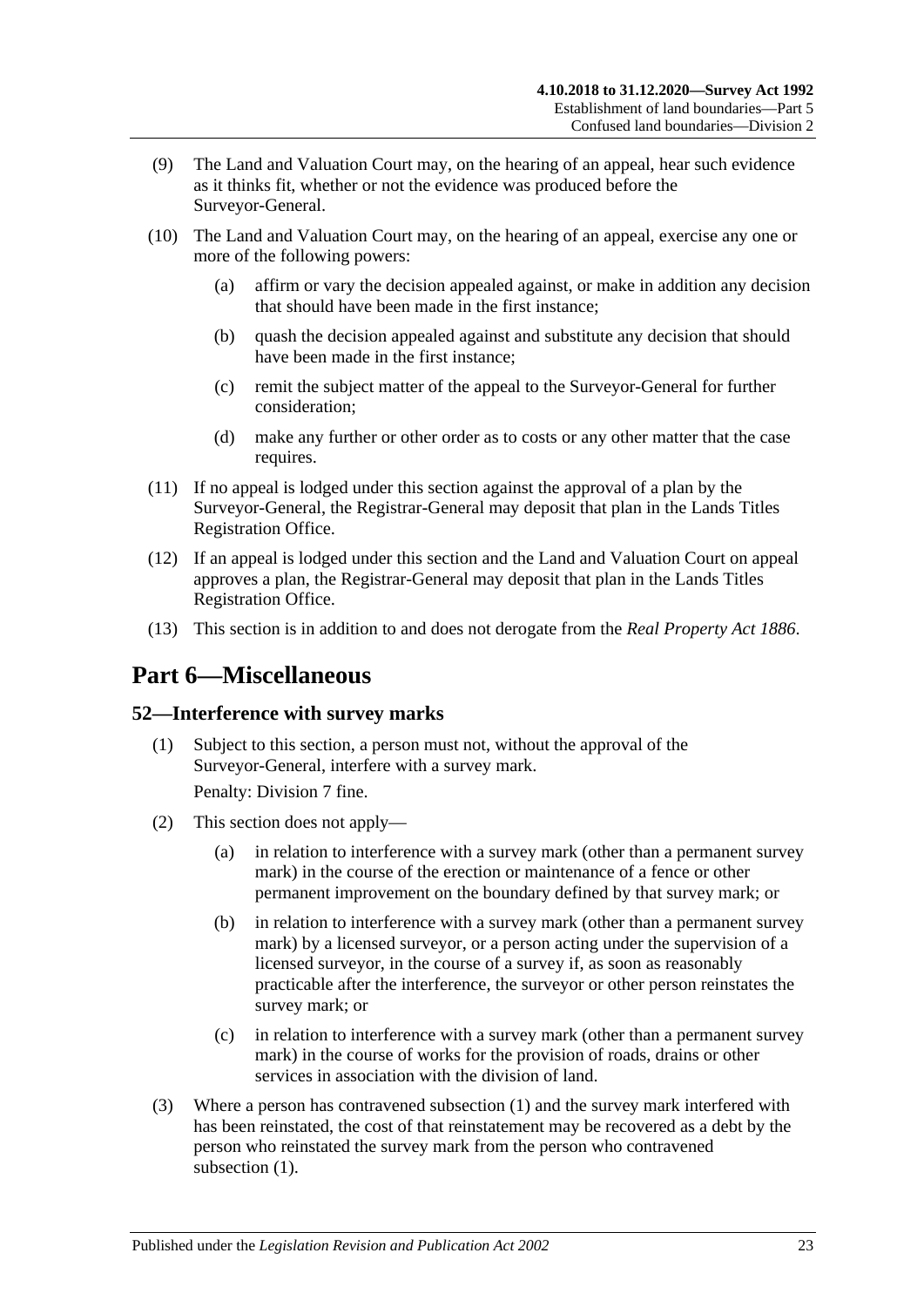(9) The Land and Valuation Court may, on the hearing of an appeal, hear such evidence as it thinks fit, whether or not the evidence was produced before the Surveyor-General.

(10) The Land and Valuation Court may, on the hearing of an appeal, exercise any one or more of the following powers:

- (a) affirm or vary the decision appealed against, or make in addition any decision that should have been made in the first instance;
- (b) quash the decision appealed against and substitute any decision that should have been made in the first instance;
- (c) remit the subject matter of the appeal to the Surveyor-General for further consideration;
- (d) make any further or other order as to costs or any other matter that the case requires.

(11) If no appeal is lodged under this section against the approval of a plan by the Surveyor-General, the Registrar-General may deposit that plan in the Lands Titles Registration Office.

(12) If an appeal is lodged under this section and the Land and Valuation Court on appeal approves a plan, the Registrar-General may deposit that plan in the Lands Titles Registration Office.

(13) This section is in addition to and does not derogate from the *Real Property Act 1886*.

# Part 6—Miscellaneous

## 52—Interference with survey marks

(1) Subject to this section, a person must not, without the approval of the Surveyor-General, interfere with a survey mark.

Penalty: Division 7 fine.

(2) This section does not apply—

- (a) in relation to interference with a survey mark (other than a permanent survey mark) in the course of the erection or maintenance of a fence or other permanent improvement on the boundary defined by that survey mark; or
- (b) in relation to interference with a survey mark (other than a permanent survey mark) by a licensed surveyor, or a person acting under the supervision of a licensed surveyor, in the course of a survey if, as soon as reasonably practicable after the interference, the surveyor or other person reinstates the survey mark; or
- (c) in relation to interference with a survey mark (other than a permanent survey mark) in the course of works for the provision of roads, drains or other services in association with the division of land.

(3) Where a person has contravened subsection (1) and the survey mark interfered with has been reinstated, the cost of that reinstatement may be recovered as a debt by the person who reinstated the survey mark from the person who contravened subsection (1).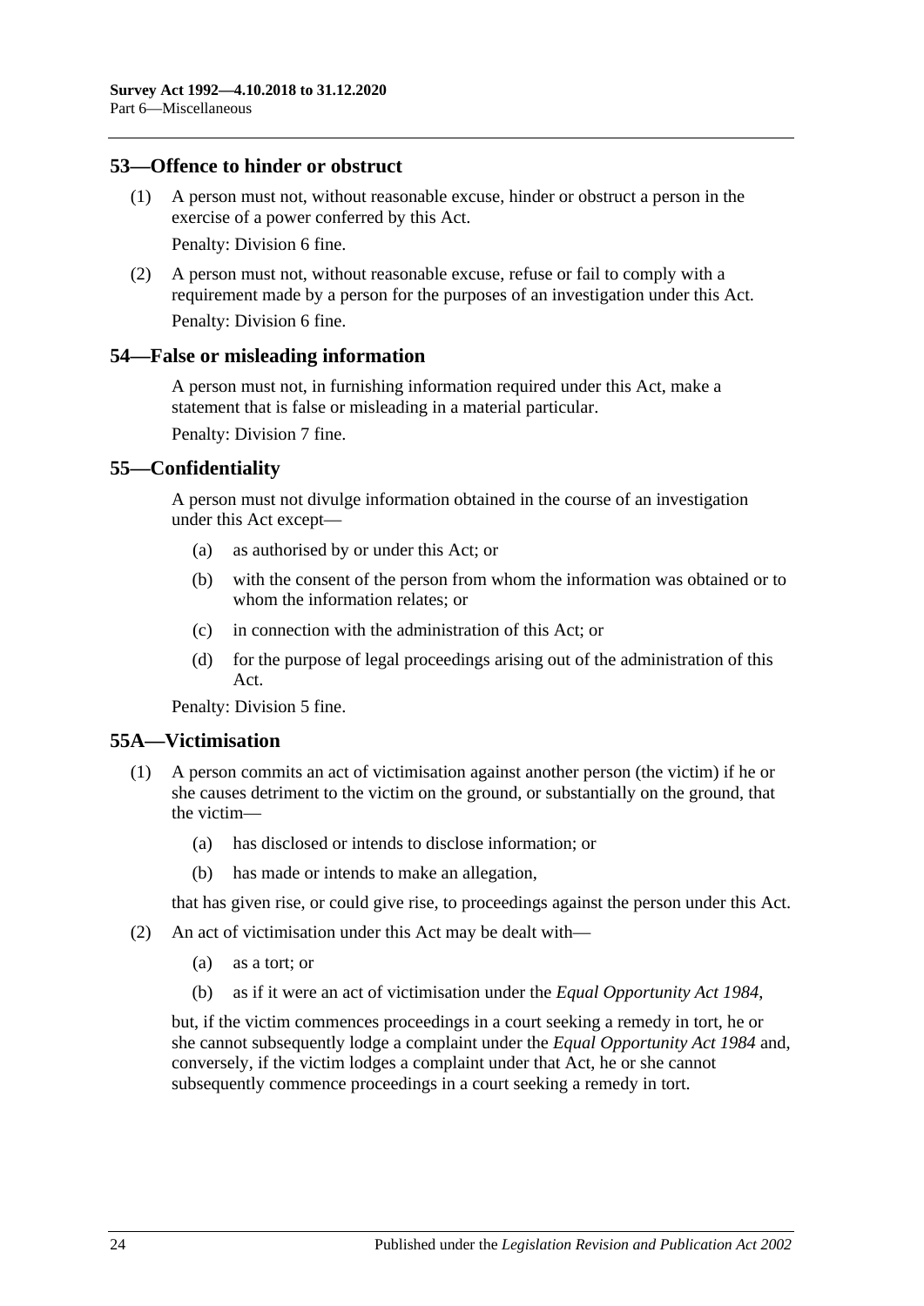## 53—Offence to hinder or obstruct

(1) A person must not, without reasonable excuse, hinder or obstruct a person in the exercise of a power conferred by this Act.

Penalty: Division 6 fine.

(2) A person must not, without reasonable excuse, refuse or fail to comply with a requirement made by a person for the purposes of an investigation under this Act.

Penalty: Division 6 fine.

## 54—False or misleading information

A person must not, in furnishing information required under this Act, make a statement that is false or misleading in a material particular.

Penalty: Division 7 fine.

## 55—Confidentiality

A person must not divulge information obtained in the course of an investigation under this Act except—

(a) as authorised by or under this Act; or

(b) with the consent of the person from whom the information was obtained or to whom the information relates; or

(c) in connection with the administration of this Act; or

(d) for the purpose of legal proceedings arising out of the administration of this Act.

Penalty: Division 5 fine.

## 55A—Victimisation

(1) A person commits an act of victimisation against another person (the victim) if he or she causes detriment to the victim on the ground, or substantially on the ground, that the victim—

(a) has disclosed or intends to disclose information; or

(b) has made or intends to make an allegation,

that has given rise, or could give rise, to proceedings against the person under this Act.

(2) An act of victimisation under this Act may be dealt with—

(a) as a tort; or

(b) as if it were an act of victimisation under the *Equal Opportunity Act 1984*,

but, if the victim commences proceedings in a court seeking a remedy in tort, he or she cannot subsequently lodge a complaint under the *Equal Opportunity Act 1984* and, conversely, if the victim lodges a complaint under that Act, he or she cannot subsequently commence proceedings in a court seeking a remedy in tort.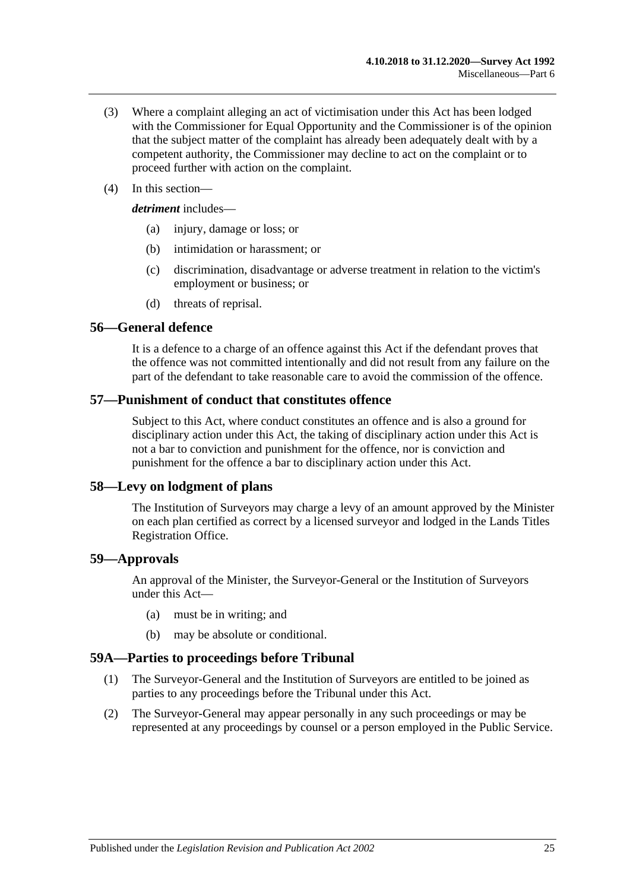(3) Where a complaint alleging an act of victimisation under this Act has been lodged with the Commissioner for Equal Opportunity and the Commissioner is of the opinion that the subject matter of the complaint has already been adequately dealt with by a competent authority, the Commissioner may decline to act on the complaint or to proceed further with action on the complaint.

(4) In this section—

***detriment*** includes—

- (a) injury, damage or loss; or
- (b) intimidation or harassment; or
- (c) discrimination, disadvantage or adverse treatment in relation to the victim's employment or business; or
- (d) threats of reprisal.

## 56—General defence

It is a defence to a charge of an offence against this Act if the defendant proves that the offence was not committed intentionally and did not result from any failure on the part of the defendant to take reasonable care to avoid the commission of the offence.

## 57—Punishment of conduct that constitutes offence

Subject to this Act, where conduct constitutes an offence and is also a ground for disciplinary action under this Act, the taking of disciplinary action under this Act is not a bar to conviction and punishment for the offence, nor is conviction and punishment for the offence a bar to disciplinary action under this Act.

## 58—Levy on lodgment of plans

The Institution of Surveyors may charge a levy of an amount approved by the Minister on each plan certified as correct by a licensed surveyor and lodged in the Lands Titles Registration Office.

## 59—Approvals

An approval of the Minister, the Surveyor-General or the Institution of Surveyors under this Act—

- (a) must be in writing; and
- (b) may be absolute or conditional.

## 59A—Parties to proceedings before Tribunal

(1) The Surveyor-General and the Institution of Surveyors are entitled to be joined as parties to any proceedings before the Tribunal under this Act.

(2) The Surveyor-General may appear personally in any such proceedings or may be represented at any proceedings by counsel or a person employed in the Public Service.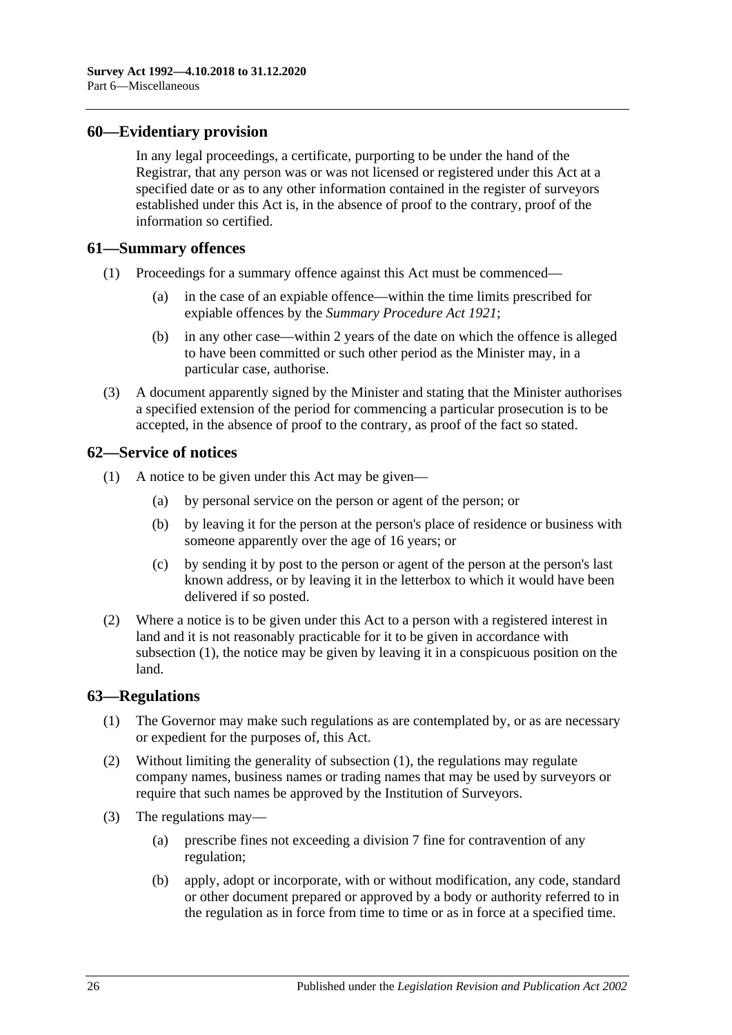## 60—Evidentiary provision

In any legal proceedings, a certificate, purporting to be under the hand of the Registrar, that any person was or was not licensed or registered under this Act at a specified date or as to any other information contained in the register of surveyors established under this Act is, in the absence of proof to the contrary, proof of the information so certified.

## 61—Summary offences

(1) Proceedings for a summary offence against this Act must be commenced—

(a) in the case of an expiable offence—within the time limits prescribed for expiable offences by the *Summary Procedure Act 1921*;

(b) in any other case—within 2 years of the date on which the offence is alleged to have been committed or such other period as the Minister may, in a particular case, authorise.

(3) A document apparently signed by the Minister and stating that the Minister authorises a specified extension of the period for commencing a particular prosecution is to be accepted, in the absence of proof to the contrary, as proof of the fact so stated.

## 62—Service of notices

(1) A notice to be given under this Act may be given—

(a) by personal service on the person or agent of the person; or

(b) by leaving it for the person at the person's place of residence or business with someone apparently over the age of 16 years; or

(c) by sending it by post to the person or agent of the person at the person's last known address, or by leaving it in the letterbox to which it would have been delivered if so posted.

(2) Where a notice is to be given under this Act to a person with a registered interest in land and it is not reasonably practicable for it to be given in accordance with subsection (1), the notice may be given by leaving it in a conspicuous position on the land.

## 63—Regulations

(1) The Governor may make such regulations as are contemplated by, or as are necessary or expedient for the purposes of, this Act.

(2) Without limiting the generality of subsection (1), the regulations may regulate company names, business names or trading names that may be used by surveyors or require that such names be approved by the Institution of Surveyors.

(3) The regulations may—

(a) prescribe fines not exceeding a division 7 fine for contravention of any regulation;

(b) apply, adopt or incorporate, with or without modification, any code, standard or other document prepared or approved by a body or authority referred to in the regulation as in force from time to time or as in force at a specified time.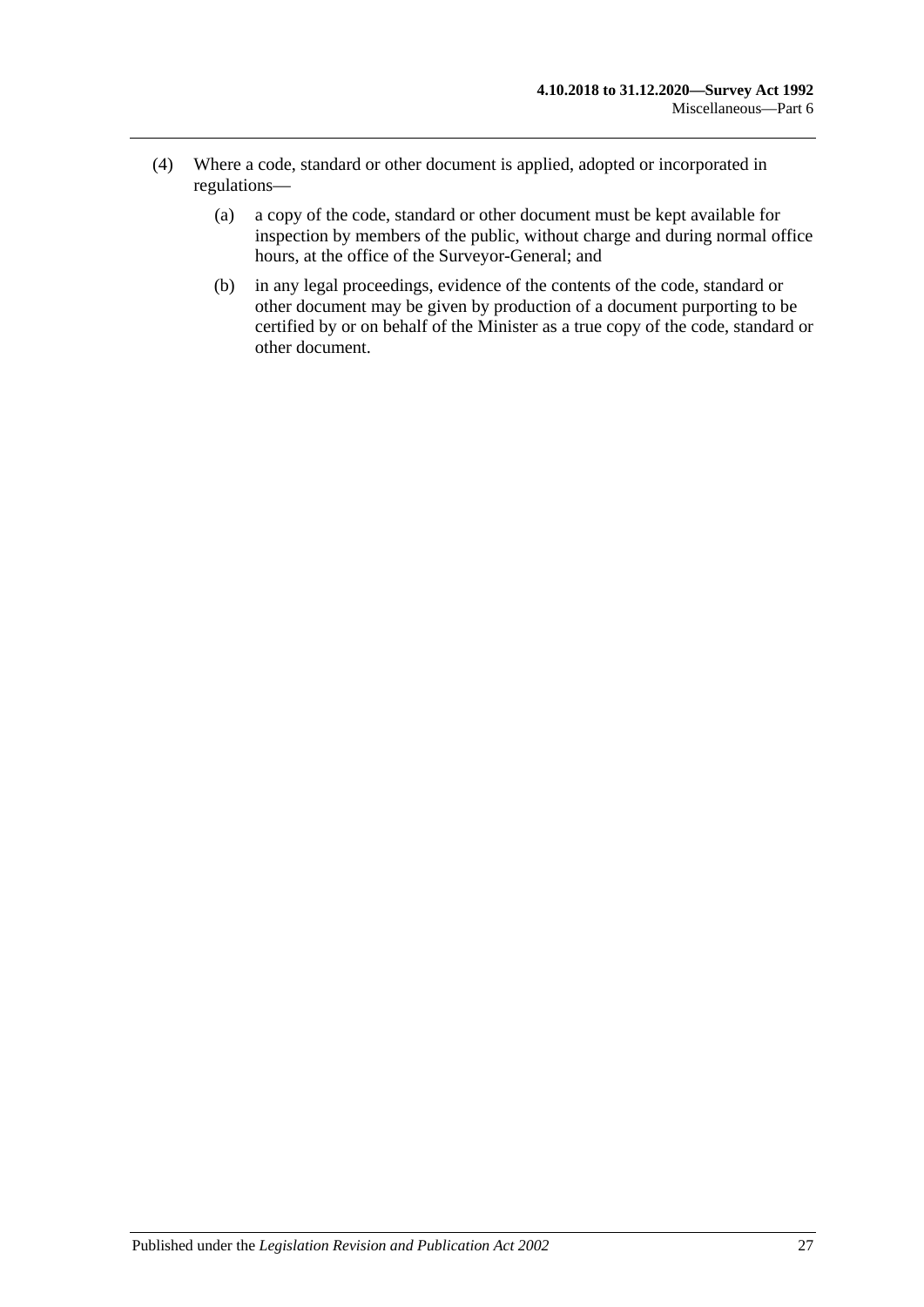(4) Where a code, standard or other document is applied, adopted or incorporated in regulations—

 (a) a copy of the code, standard or other document must be kept available for inspection by members of the public, without charge and during normal office hours, at the office of the Surveyor-General; and

 (b) in any legal proceedings, evidence of the contents of the code, standard or other document may be given by production of a document purporting to be certified by or on behalf of the Minister as a true copy of the code, standard or other document.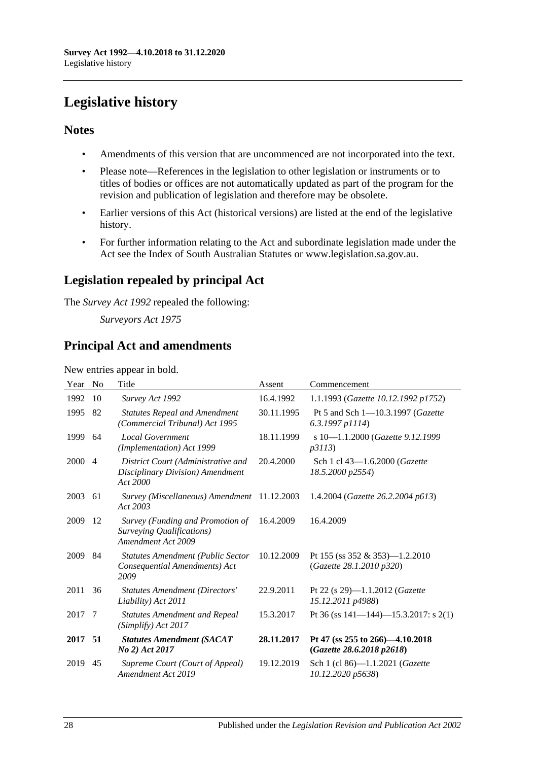# Legislative history

## Notes

- Amendments of this version that are uncommenced are not incorporated into the text.
- Please note—References in the legislation to other legislation or instruments or to titles of bodies or offices are not automatically updated as part of the program for the revision and publication of legislation and therefore may be obsolete.
- Earlier versions of this Act (historical versions) are listed at the end of the legislative history.
- For further information relating to the Act and subordinate legislation made under the Act see the Index of South Australian Statutes or www.legislation.sa.gov.au.

## Legislation repealed by principal Act

The *Survey Act 1992* repealed the following:

*Surveyors Act 1975*

## Principal Act and amendments

New entries appear in bold.

| Year | No | Title | Assent | Commencement |
|---|---|---|---|---|
| 1992 | 10 | *Survey Act 1992* | 16.4.1992 | 1.1.1993 (*Gazette 10.12.1992 p1752*) |
| 1995 | 82 | *Statutes Repeal and Amendment (Commercial Tribunal) Act 1995* | 30.11.1995 | Pt 5 and Sch 1—10.3.1997 (*Gazette 6.3.1997 p1114*) |
| 1999 | 64 | *Local Government (Implementation) Act 1999* | 18.11.1999 | s 10—1.1.2000 (*Gazette 9.12.1999 p3113*) |
| 2000 | 4 | *District Court (Administrative and Disciplinary Division) Amendment Act 2000* | 20.4.2000 | Sch 1 cl 43—1.6.2000 (*Gazette 18.5.2000 p2554*) |
| 2003 | 61 | *Survey (Miscellaneous) Amendment Act 2003* | 11.12.2003 | 1.4.2004 (*Gazette 26.2.2004 p613*) |
| 2009 | 12 | *Survey (Funding and Promotion of Surveying Qualifications) Amendment Act 2009* | 16.4.2009 | 16.4.2009 |
| 2009 | 84 | *Statutes Amendment (Public Sector Consequential Amendments) Act 2009* | 10.12.2009 | Pt 155 (ss 352 & 353)—1.2.2010 (*Gazette 28.1.2010 p320*) |
| 2011 | 36 | *Statutes Amendment (Directors' Liability) Act 2011* | 22.9.2011 | Pt 22 (s 29)—1.1.2012 (*Gazette 15.12.2011 p4988*) |
| 2017 | 7 | *Statutes Amendment and Repeal (Simplify) Act 2017* | 15.3.2017 | Pt 36 (ss 141—144)—15.3.2017: s 2(1) |
| **2017** | **51** | ***Statutes Amendment (SACAT No 2) Act 2017*** | **28.11.2017** | **Pt 47 (ss 255 to 266)—4.10.2018 (*Gazette 28.6.2018 p2618*)** |
| 2019 | 45 | *Supreme Court (Court of Appeal) Amendment Act 2019* | 19.12.2019 | Sch 1 (cl 86)—1.1.2021 (*Gazette 10.12.2020 p5638*) |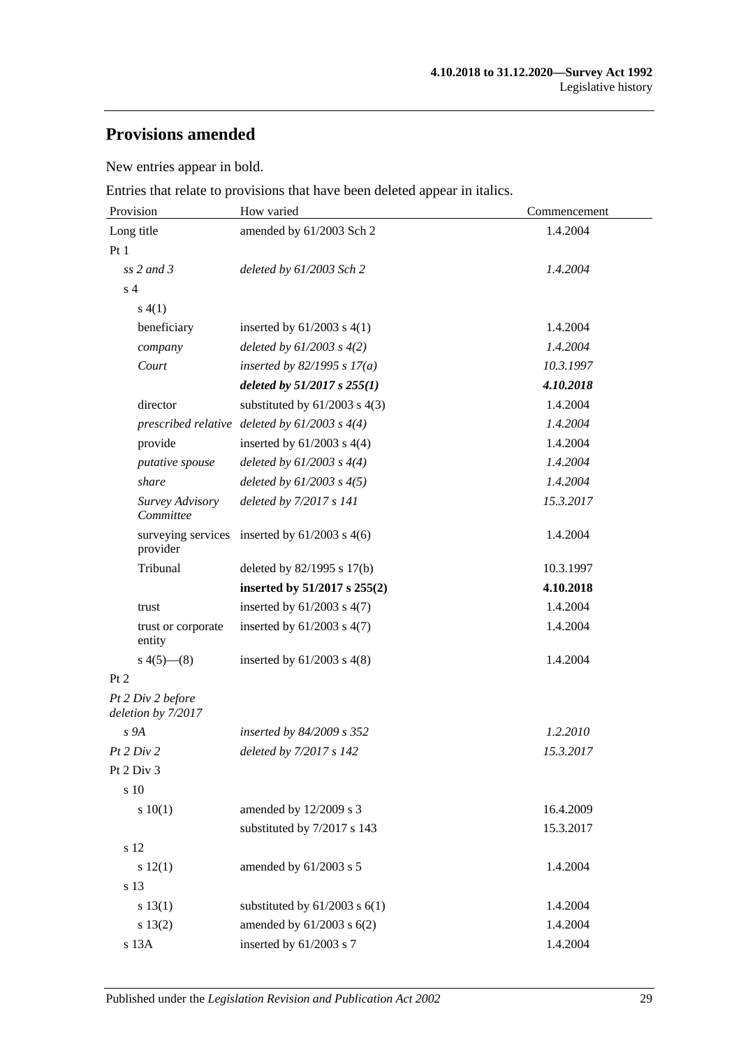## Provisions amended

New entries appear in bold.

Entries that relate to provisions that have been deleted appear in italics.

| Provision | How varied | Commencement |
|---|---|---|
| Long title | amended by 61/2003 Sch 2 | 1.4.2004 |
| Pt 1 | | |
| *ss 2 and 3* | *deleted by 61/2003 Sch 2* | *1.4.2004* |
| s 4 | | |
| s 4(1) | | |
| beneficiary | inserted by 61/2003 s 4(1) | 1.4.2004 |
| *company* | *deleted by 61/2003 s 4(2)* | *1.4.2004* |
| *Court* | *inserted by 82/1995 s 17(a)* | *10.3.1997* |
| | ***deleted by 51/2017 s 255(1)*** | ***4.10.2018*** |
| director | substituted by 61/2003 s 4(3) | 1.4.2004 |
| *prescribed relative* | *deleted by 61/2003 s 4(4)* | *1.4.2004* |
| provide | inserted by 61/2003 s 4(4) | 1.4.2004 |
| *putative spouse* | *deleted by 61/2003 s 4(4)* | *1.4.2004* |
| *share* | *deleted by 61/2003 s 4(5)* | *1.4.2004* |
| *Survey Advisory Committee* | *deleted by 7/2017 s 141* | *15.3.2017* |
| surveying services provider | inserted by 61/2003 s 4(6) | 1.4.2004 |
| Tribunal | deleted by 82/1995 s 17(b) | 10.3.1997 |
| | **inserted by 51/2017 s 255(2)** | **4.10.2018** |
| trust | inserted by 61/2003 s 4(7) | 1.4.2004 |
| trust or corporate entity | inserted by 61/2003 s 4(7) | 1.4.2004 |
| s 4(5)—(8) | inserted by 61/2003 s 4(8) | 1.4.2004 |
| Pt 2 | | |
| *Pt 2 Div 2 before deletion by 7/2017* | | |
| *s 9A* | *inserted by 84/2009 s 352* | *1.2.2010* |
| *Pt 2 Div 2* | *deleted by 7/2017 s 142* | *15.3.2017* |
| Pt 2 Div 3 | | |
| s 10 | | |
| s 10(1) | amended by 12/2009 s 3 | 16.4.2009 |
| | substituted by 7/2017 s 143 | 15.3.2017 |
| s 12 | | |
| s 12(1) | amended by 61/2003 s 5 | 1.4.2004 |
| s 13 | | |
| s 13(1) | substituted by 61/2003 s 6(1) | 1.4.2004 |
| s 13(2) | amended by 61/2003 s 6(2) | 1.4.2004 |
| s 13A | inserted by 61/2003 s 7 | 1.4.2004 |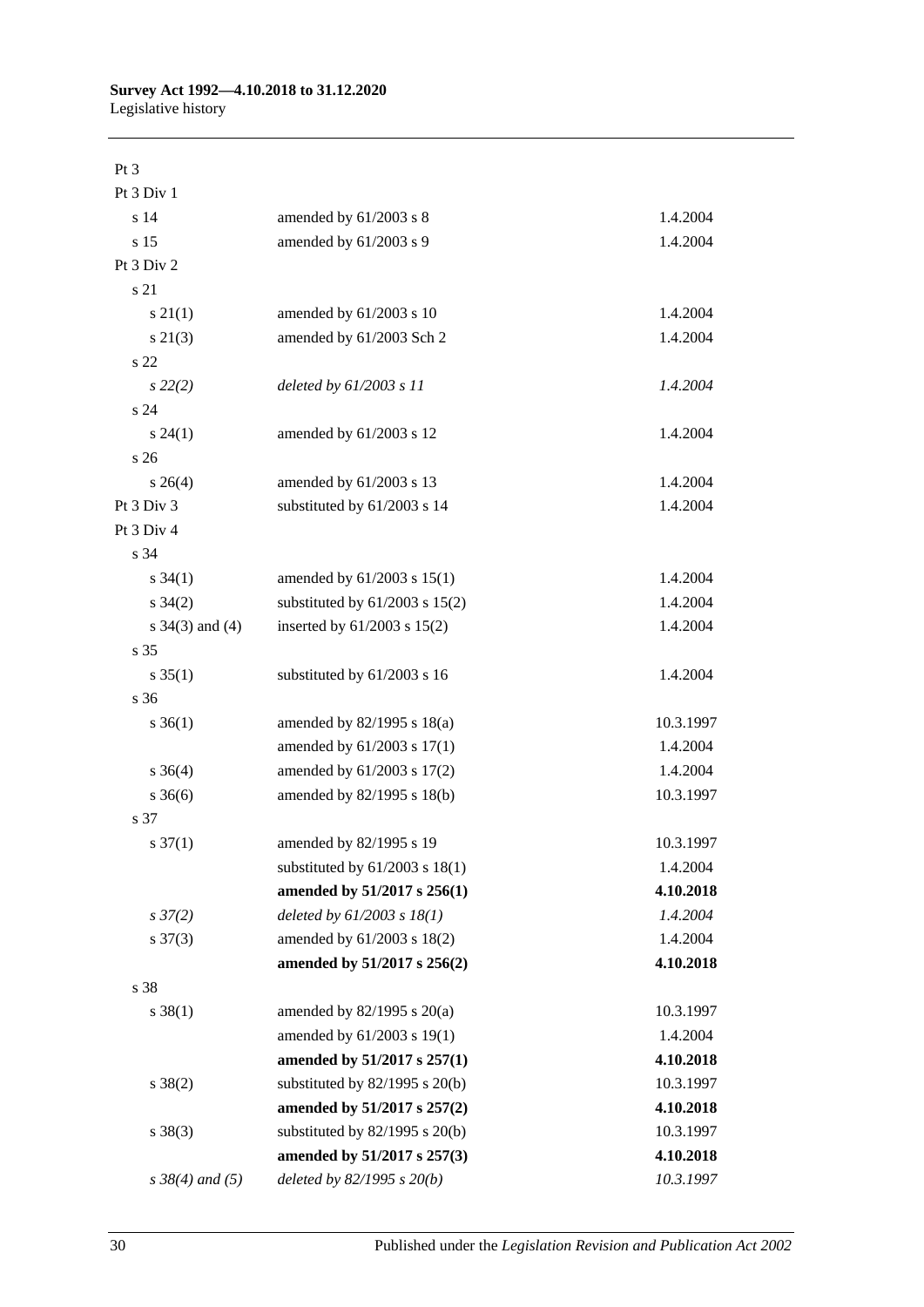| | | |
|---|---|---|
| Pt 3 | | |
| Pt 3 Div 1 | | |
| s 14 | amended by 61/2003 s 8 | 1.4.2004 |
| s 15 | amended by 61/2003 s 9 | 1.4.2004 |
| Pt 3 Div 2 | | |
| s 21 | | |
| s 21(1) | amended by 61/2003 s 10 | 1.4.2004 |
| s 21(3) | amended by 61/2003 Sch 2 | 1.4.2004 |
| s 22 | | |
| *s 22(2)* | *deleted by 61/2003 s 11* | *1.4.2004* |
| s 24 | | |
| s 24(1) | amended by 61/2003 s 12 | 1.4.2004 |
| s 26 | | |
| s 26(4) | amended by 61/2003 s 13 | 1.4.2004 |
| Pt 3 Div 3 | substituted by 61/2003 s 14 | 1.4.2004 |
| Pt 3 Div 4 | | |
| s 34 | | |
| s 34(1) | amended by 61/2003 s 15(1) | 1.4.2004 |
| s 34(2) | substituted by 61/2003 s 15(2) | 1.4.2004 |
| s 34(3) and (4) | inserted by 61/2003 s 15(2) | 1.4.2004 |
| s 35 | | |
| s 35(1) | substituted by 61/2003 s 16 | 1.4.2004 |
| s 36 | | |
| s 36(1) | amended by 82/1995 s 18(a) | 10.3.1997 |
| | amended by 61/2003 s 17(1) | 1.4.2004 |
| s 36(4) | amended by 61/2003 s 17(2) | 1.4.2004 |
| s 36(6) | amended by 82/1995 s 18(b) | 10.3.1997 |
| s 37 | | |
| s 37(1) | amended by 82/1995 s 19 | 10.3.1997 |
| | substituted by 61/2003 s 18(1) | 1.4.2004 |
| | **amended by 51/2017 s 256(1)** | **4.10.2018** |
| *s 37(2)* | *deleted by 61/2003 s 18(1)* | *1.4.2004* |
| s 37(3) | amended by 61/2003 s 18(2) | 1.4.2004 |
| | **amended by 51/2017 s 256(2)** | **4.10.2018** |
| s 38 | | |
| s 38(1) | amended by 82/1995 s 20(a) | 10.3.1997 |
| | amended by 61/2003 s 19(1) | 1.4.2004 |
| | **amended by 51/2017 s 257(1)** | **4.10.2018** |
| s 38(2) | substituted by 82/1995 s 20(b) | 10.3.1997 |
| | **amended by 51/2017 s 257(2)** | **4.10.2018** |
| s 38(3) | substituted by 82/1995 s 20(b) | 10.3.1997 |
| | **amended by 51/2017 s 257(3)** | **4.10.2018** |
| *s 38(4) and (5)* | *deleted by 82/1995 s 20(b)* | *10.3.1997* |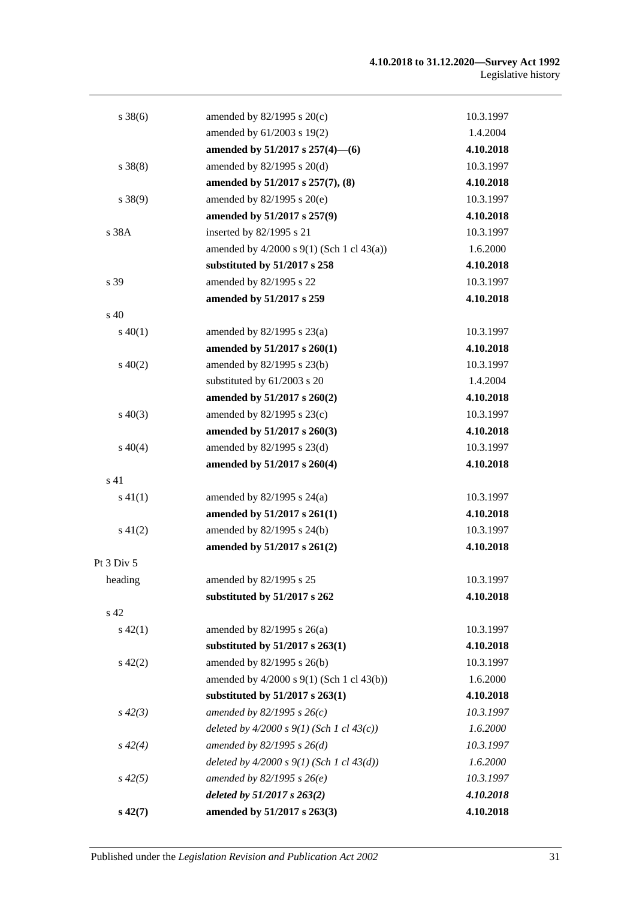| | | |
|---|---|---|
| s 38(6) | amended by 82/1995 s 20(c) | 10.3.1997 |
| | amended by 61/2003 s 19(2) | 1.4.2004 |
| | **amended by 51/2017 s 257(4)—(6)** | **4.10.2018** |
| s 38(8) | amended by 82/1995 s 20(d) | 10.3.1997 |
| | **amended by 51/2017 s 257(7), (8)** | **4.10.2018** |
| s 38(9) | amended by 82/1995 s 20(e) | 10.3.1997 |
| | **amended by 51/2017 s 257(9)** | **4.10.2018** |
| s 38A | inserted by 82/1995 s 21 | 10.3.1997 |
| | amended by 4/2000 s 9(1) (Sch 1 cl 43(a)) | 1.6.2000 |
| | **substituted by 51/2017 s 258** | **4.10.2018** |
| s 39 | amended by 82/1995 s 22 | 10.3.1997 |
| | **amended by 51/2017 s 259** | **4.10.2018** |
| s 40 | | |
| s 40(1) | amended by 82/1995 s 23(a) | 10.3.1997 |
| | **amended by 51/2017 s 260(1)** | **4.10.2018** |
| s 40(2) | amended by 82/1995 s 23(b) | 10.3.1997 |
| | substituted by 61/2003 s 20 | 1.4.2004 |
| | **amended by 51/2017 s 260(2)** | **4.10.2018** |
| s 40(3) | amended by 82/1995 s 23(c) | 10.3.1997 |
| | **amended by 51/2017 s 260(3)** | **4.10.2018** |
| s 40(4) | amended by 82/1995 s 23(d) | 10.3.1997 |
| | **amended by 51/2017 s 260(4)** | **4.10.2018** |
| s 41 | | |
| s 41(1) | amended by 82/1995 s 24(a) | 10.3.1997 |
| | **amended by 51/2017 s 261(1)** | **4.10.2018** |
| s 41(2) | amended by 82/1995 s 24(b) | 10.3.1997 |
| | **amended by 51/2017 s 261(2)** | **4.10.2018** |
| Pt 3 Div 5 | | |
| heading | amended by 82/1995 s 25 | 10.3.1997 |
| | **substituted by 51/2017 s 262** | **4.10.2018** |
| s 42 | | |
| s 42(1) | amended by 82/1995 s 26(a) | 10.3.1997 |
| | **substituted by 51/2017 s 263(1)** | **4.10.2018** |
| s 42(2) | amended by 82/1995 s 26(b) | 10.3.1997 |
| | amended by 4/2000 s 9(1) (Sch 1 cl 43(b)) | 1.6.2000 |
| | **substituted by 51/2017 s 263(1)** | **4.10.2018** |
| *s 42(3)* | *amended by 82/1995 s 26(c)* | *10.3.1997* |
| | *deleted by 4/2000 s 9(1) (Sch 1 cl 43(c))* | *1.6.2000* |
| *s 42(4)* | *amended by 82/1995 s 26(d)* | *10.3.1997* |
| | *deleted by 4/2000 s 9(1) (Sch 1 cl 43(d))* | *1.6.2000* |
| *s 42(5)* | *amended by 82/1995 s 26(e)* | *10.3.1997* |
| | ***deleted by 51/2017 s 263(2)*** | ***4.10.2018*** |
| **s 42(7)** | **amended by 51/2017 s 263(3)** | **4.10.2018** |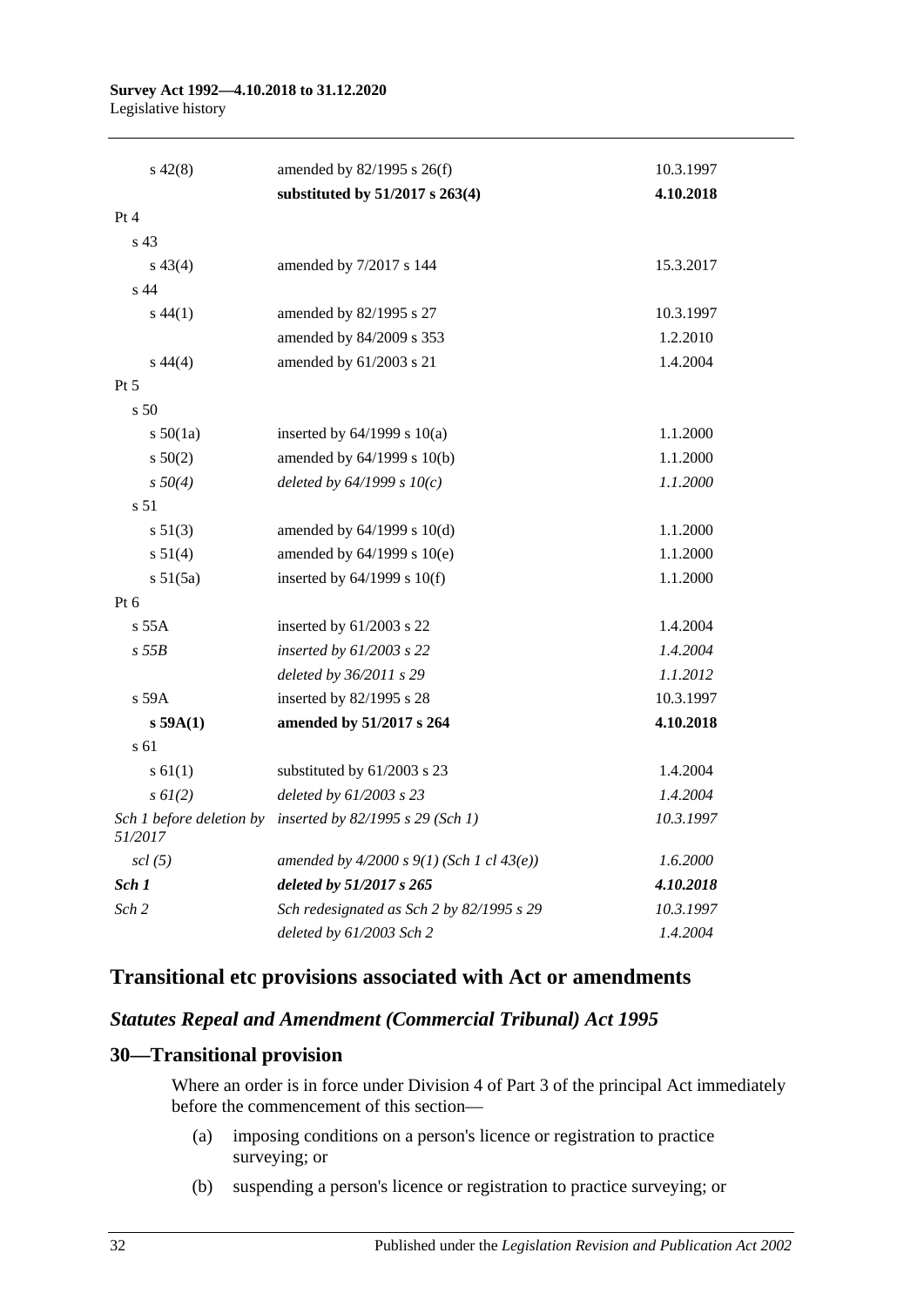| | | |
|---|---|---|
| s 42(8) | amended by 82/1995 s 26(f) | 10.3.1997 |
| | **substituted by 51/2017 s 263(4)** | **4.10.2018** |
| Pt 4 | | |
| s 43 | | |
| s 43(4) | amended by 7/2017 s 144 | 15.3.2017 |
| s 44 | | |
| s 44(1) | amended by 82/1995 s 27 | 10.3.1997 |
| | amended by 84/2009 s 353 | 1.2.2010 |
| s 44(4) | amended by 61/2003 s 21 | 1.4.2004 |
| Pt 5 | | |
| s 50 | | |
| s 50(1a) | inserted by 64/1999 s 10(a) | 1.1.2000 |
| s 50(2) | amended by 64/1999 s 10(b) | 1.1.2000 |
| *s 50(4)* | *deleted by 64/1999 s 10(c)* | *1.1.2000* |
| s 51 | | |
| s 51(3) | amended by 64/1999 s 10(d) | 1.1.2000 |
| s 51(4) | amended by 64/1999 s 10(e) | 1.1.2000 |
| s 51(5a) | inserted by 64/1999 s 10(f) | 1.1.2000 |
| Pt 6 | | |
| s 55A | inserted by 61/2003 s 22 | 1.4.2004 |
| *s 55B* | *inserted by 61/2003 s 22* | *1.4.2004* |
| | *deleted by 36/2011 s 29* | *1.1.2012* |
| s 59A | inserted by 82/1995 s 28 | 10.3.1997 |
| **s 59A(1)** | **amended by 51/2017 s 264** | **4.10.2018** |
| s 61 | | |
| s 61(1) | substituted by 61/2003 s 23 | 1.4.2004 |
| *s 61(2)* | *deleted by 61/2003 s 23* | *1.4.2004* |
| *Sch 1 before deletion by 51/2017* | *inserted by 82/1995 s 29 (Sch 1)* | *10.3.1997* |
| *scl (5)* | *amended by 4/2000 s 9(1) (Sch 1 cl 43(e))* | *1.6.2000* |
| ***Sch 1*** | ***deleted by 51/2017 s 265*** | ***4.10.2018*** |
| *Sch 2* | *Sch redesignated as Sch 2 by 82/1995 s 29* | *10.3.1997* |
| | *deleted by 61/2003 Sch 2* | *1.4.2004* |

## Transitional etc provisions associated with Act or amendments

### *Statutes Repeal and Amendment (Commercial Tribunal) Act 1995*

### 30—Transitional provision

Where an order is in force under Division 4 of Part 3 of the principal Act immediately before the commencement of this section—

(a) imposing conditions on a person's licence or registration to practice surveying; or

(b) suspending a person's licence or registration to practice surveying; or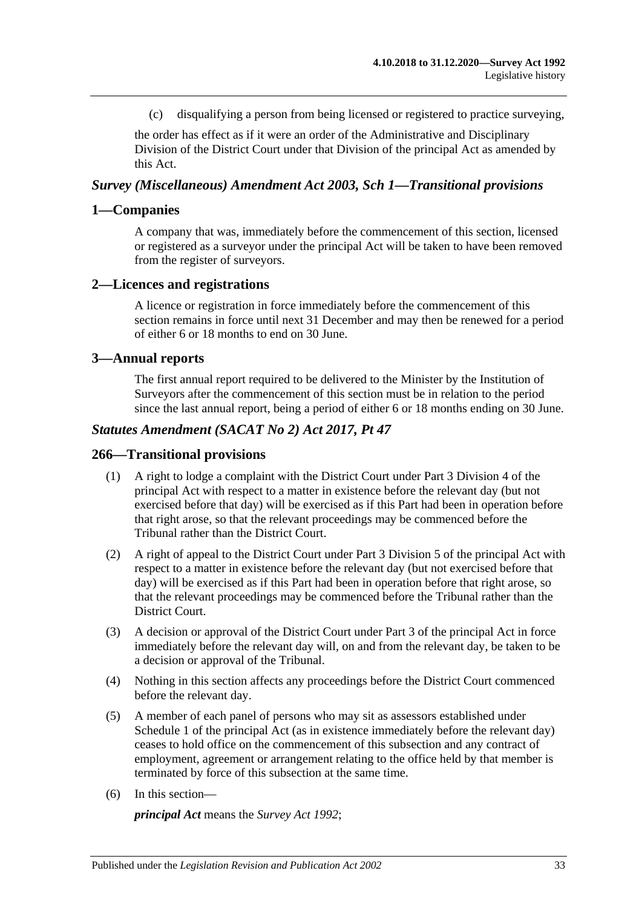(c) disqualifying a person from being licensed or registered to practice surveying,

the order has effect as if it were an order of the Administrative and Disciplinary Division of the District Court under that Division of the principal Act as amended by this Act.

### *Survey (Miscellaneous) Amendment Act 2003, Sch 1—Transitional provisions*

## 1—Companies

A company that was, immediately before the commencement of this section, licensed or registered as a surveyor under the principal Act will be taken to have been removed from the register of surveyors.

## 2—Licences and registrations

A licence or registration in force immediately before the commencement of this section remains in force until next 31 December and may then be renewed for a period of either 6 or 18 months to end on 30 June.

## 3—Annual reports

The first annual report required to be delivered to the Minister by the Institution of Surveyors after the commencement of this section must be in relation to the period since the last annual report, being a period of either 6 or 18 months ending on 30 June.

### *Statutes Amendment (SACAT No 2) Act 2017, Pt 47*

## 266—Transitional provisions

(1) A right to lodge a complaint with the District Court under Part 3 Division 4 of the principal Act with respect to a matter in existence before the relevant day (but not exercised before that day) will be exercised as if this Part had been in operation before that right arose, so that the relevant proceedings may be commenced before the Tribunal rather than the District Court.

(2) A right of appeal to the District Court under Part 3 Division 5 of the principal Act with respect to a matter in existence before the relevant day (but not exercised before that day) will be exercised as if this Part had been in operation before that right arose, so that the relevant proceedings may be commenced before the Tribunal rather than the District Court.

(3) A decision or approval of the District Court under Part 3 of the principal Act in force immediately before the relevant day will, on and from the relevant day, be taken to be a decision or approval of the Tribunal.

(4) Nothing in this section affects any proceedings before the District Court commenced before the relevant day.

(5) A member of each panel of persons who may sit as assessors established under Schedule 1 of the principal Act (as in existence immediately before the relevant day) ceases to hold office on the commencement of this subsection and any contract of employment, agreement or arrangement relating to the office held by that member is terminated by force of this subsection at the same time.

(6) In this section—

***principal Act*** means the *Survey Act 1992*;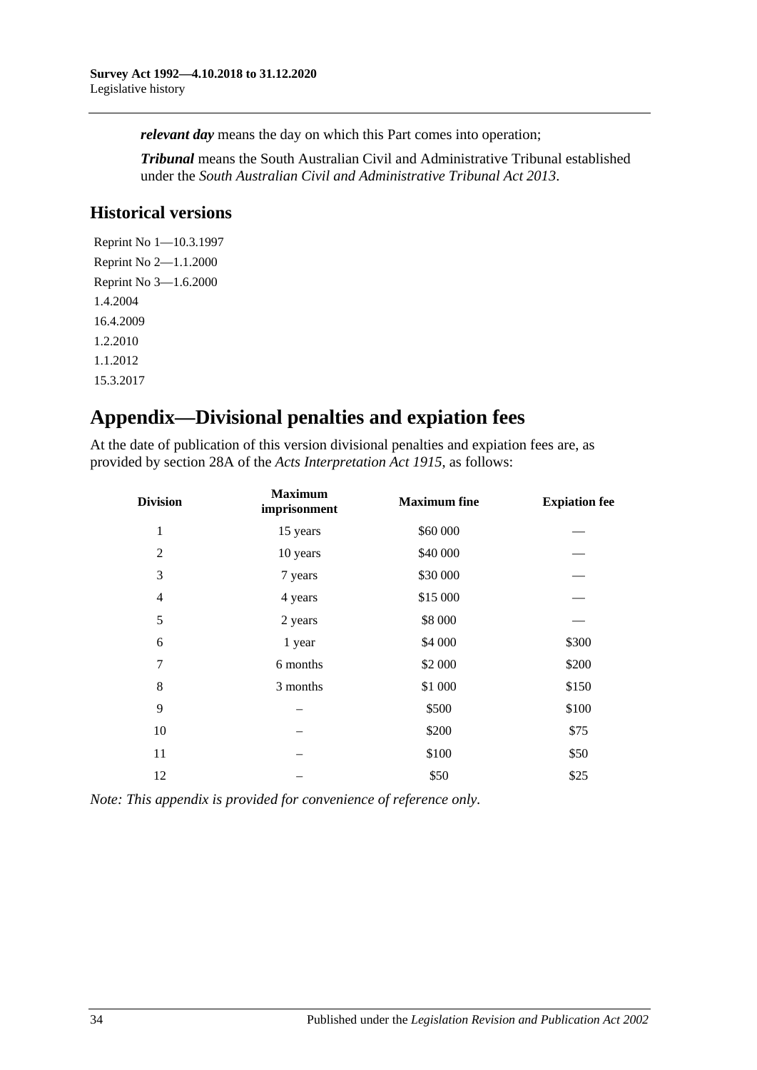***relevant day*** means the day on which this Part comes into operation;

***Tribunal*** means the South Australian Civil and Administrative Tribunal established under the *South Australian Civil and Administrative Tribunal Act 2013*.

## Historical versions

Reprint No 1—10.3.1997

Reprint No 2—1.1.2000

Reprint No 3—1.6.2000

1.4.2004

16.4.2009

1.2.2010

1.1.2012

15.3.2017

# Appendix—Divisional penalties and expiation fees

At the date of publication of this version divisional penalties and expiation fees are, as provided by section 28A of the *Acts Interpretation Act 1915*, as follows:

| Division | Maximum imprisonment | Maximum fine | Expiation fee |
|---|---|---|---|
| 1 | 15 years | \$60 000 | — |
| 2 | 10 years | \$40 000 | — |
| 3 | 7 years | \$30 000 | — |
| 4 | 4 years | \$15 000 | — |
| 5 | 2 years | \$8 000 | — |
| 6 | 1 year | \$4 000 | \$300 |
| 7 | 6 months | \$2 000 | \$200 |
| 8 | 3 months | \$1 000 | \$150 |
| 9 | – | \$500 | \$100 |
| 10 | – | \$200 | \$75 |
| 11 | – | \$100 | \$50 |
| 12 | – | \$50 | \$25 |

*Note: This appendix is provided for convenience of reference only.*